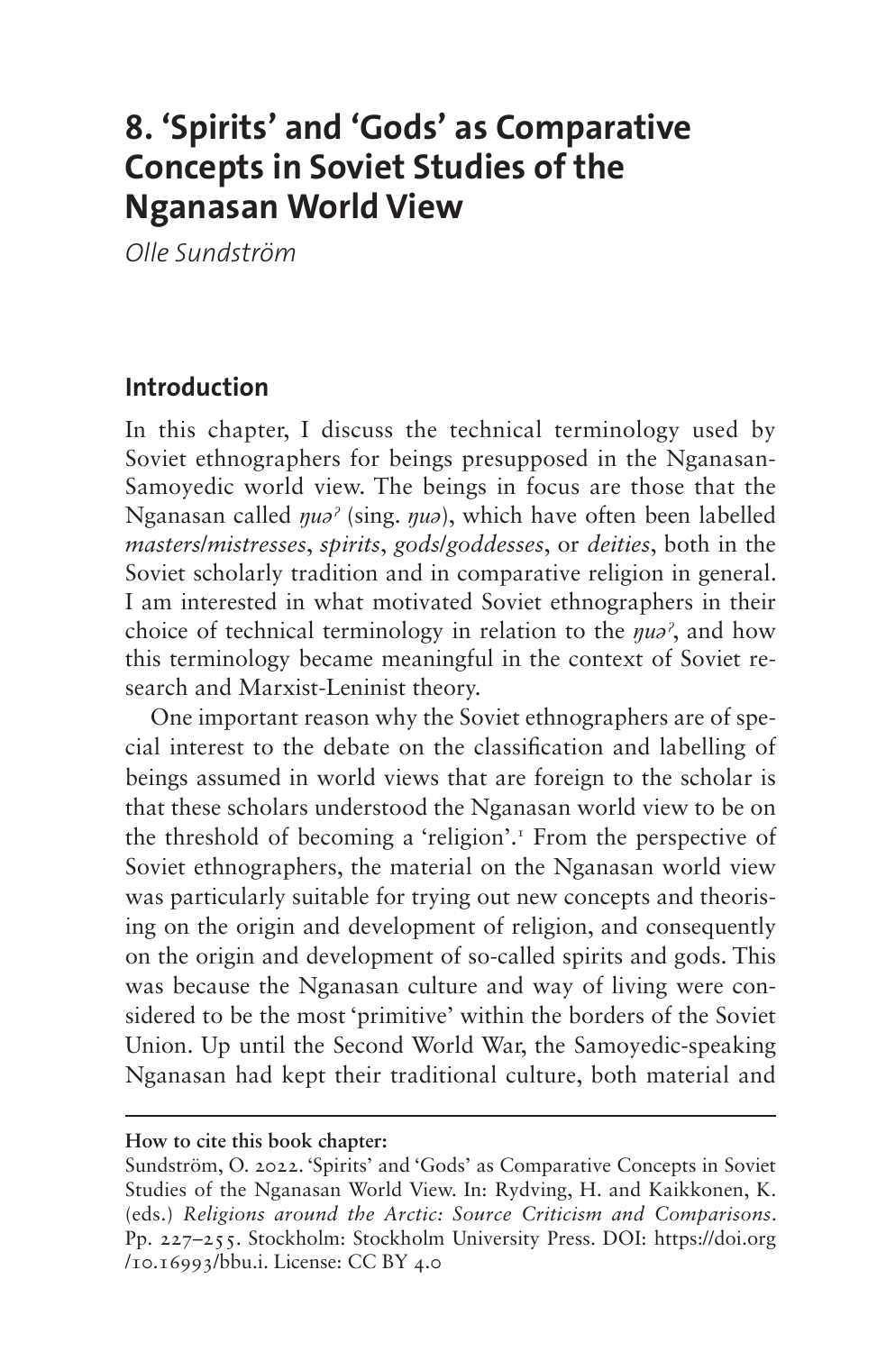# 8. 'Spirits' and 'Gods' as Comparative Concepts in Soviet Studies of the Nganasan World View

*Olle Sundström*

## Introduction

In this chapter, I discuss the technical terminology used by Soviet ethnographers for beings presupposed in the Nganasan-Samoyedic world view. The beings in focus are those that the Nganasan called *ŋuəˀ* (sing. *ŋuə*), which have often been labelled *masters/mistresses*, *spirits*, *gods/goddesses*, or *deities*, both in the Soviet scholarly tradition and in comparative religion in general. I am interested in what motivated Soviet ethnographers in their choice of technical terminology in relation to the *ŋuəˀ*, and how this terminology became meaningful in the context of Soviet research and Marxist-Leninist theory.

One important reason why the Soviet ethnographers are of special interest to the debate on the classification and labelling of beings assumed in world views that are foreign to the scholar is that these scholars understood the Nganasan world view to be on the threshold of becoming a 'religion'.[1] From the perspective of Soviet ethnographers, the material on the Nganasan world view was particularly suitable for trying out new concepts and theorising on the origin and development of religion, and consequently on the origin and development of so-called spirits and gods. This was because the Nganasan culture and way of living were considered to be the most 'primitive' within the borders of the Soviet Union. Up until the Second World War, the Samoyedic-speaking Nganasan had kept their traditional culture, both material and

---

**How to cite this book chapter:**

Sundström, O. 2022. 'Spirits' and 'Gods' as Comparative Concepts in Soviet Studies of the Nganasan World View. In: Rydving, H. and Kaikkonen, K. (eds.) *Religions around the Arctic: Source Criticism and Comparisons*. Pp. 227–255. Stockholm: Stockholm University Press. DOI: https://doi.org/10.16993/bbu.i. License: CC BY 4.0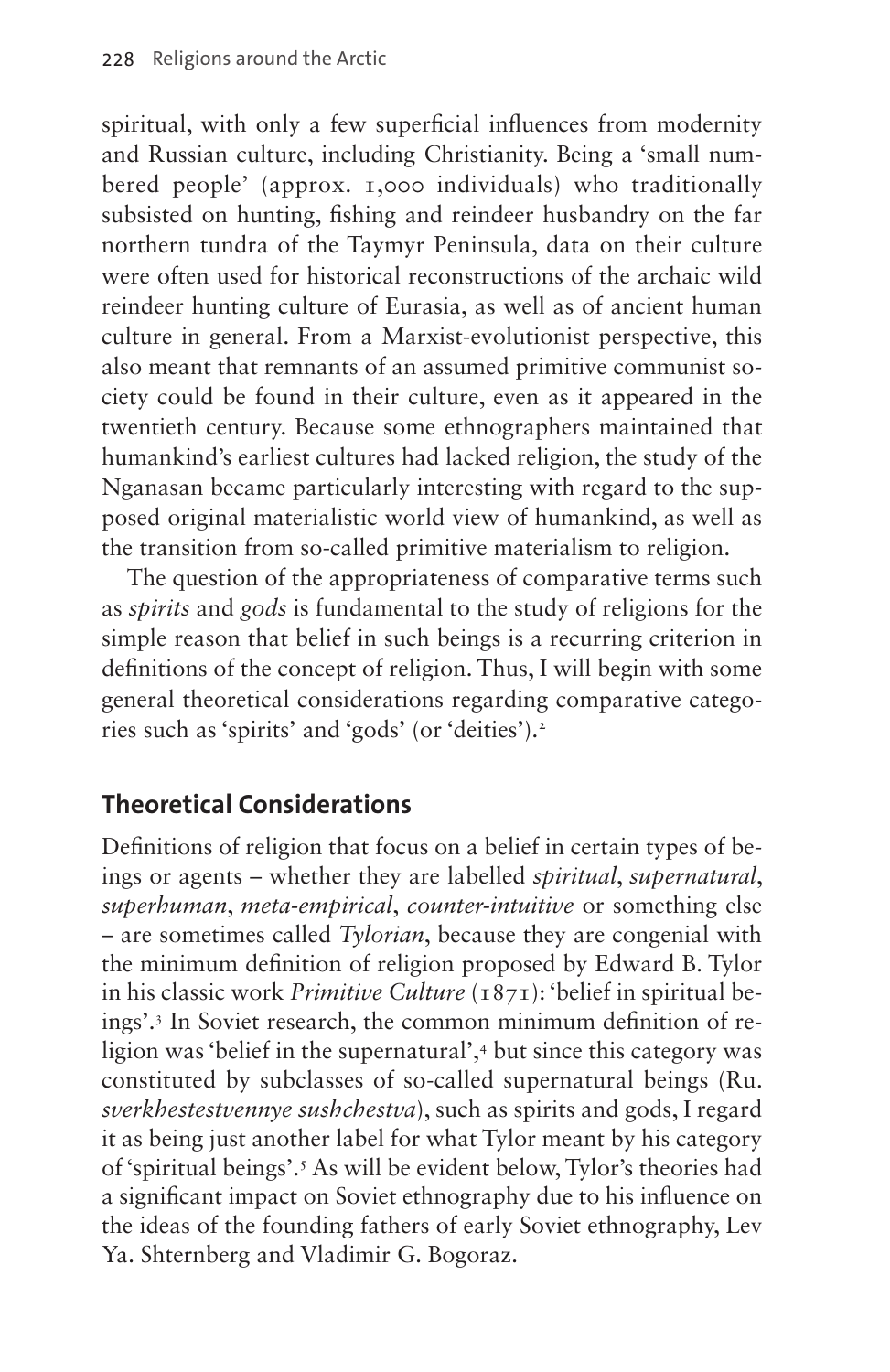spiritual, with only a few superficial influences from modernity and Russian culture, including Christianity. Being a 'small numbered people' (approx. 1,000 individuals) who traditionally subsisted on hunting, fishing and reindeer husbandry on the far northern tundra of the Taymyr Peninsula, data on their culture were often used for historical reconstructions of the archaic wild reindeer hunting culture of Eurasia, as well as of ancient human culture in general. From a Marxist-evolutionist perspective, this also meant that remnants of an assumed primitive communist society could be found in their culture, even as it appeared in the twentieth century. Because some ethnographers maintained that humankind's earliest cultures had lacked religion, the study of the Nganasan became particularly interesting with regard to the supposed original materialistic world view of humankind, as well as the transition from so-called primitive materialism to religion.

The question of the appropriateness of comparative terms such as *spirits* and *gods* is fundamental to the study of religions for the simple reason that belief in such beings is a recurring criterion in definitions of the concept of religion. Thus, I will begin with some general theoretical considerations regarding comparative categories such as 'spirits' and 'gods' (or 'deities').[2]

## Theoretical Considerations

Definitions of religion that focus on a belief in certain types of beings or agents – whether they are labelled *spiritual*, *supernatural*, *superhuman*, *meta-empirical*, *counter-intuitive* or something else – are sometimes called *Tylorian*, because they are congenial with the minimum definition of religion proposed by Edward B. Tylor in his classic work *Primitive Culture* (1871): 'belief in spiritual beings'.[3] In Soviet research, the common minimum definition of religion was 'belief in the supernatural',[4] but since this category was constituted by subclasses of so-called supernatural beings (Ru. *sverkhestestvennye sushchestva*), such as spirits and gods, I regard it as being just another label for what Tylor meant by his category of 'spiritual beings'.[5] As will be evident below, Tylor's theories had a significant impact on Soviet ethnography due to his influence on the ideas of the founding fathers of early Soviet ethnography, Lev Ya. Shternberg and Vladimir G. Bogoraz.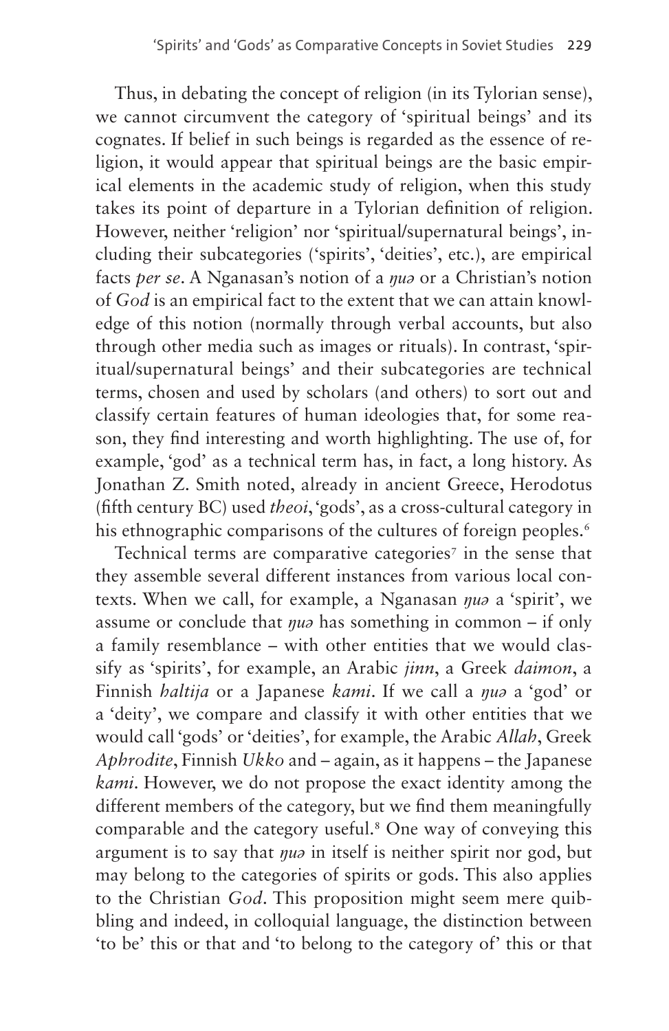Thus, in debating the concept of religion (in its Tylorian sense), we cannot circumvent the category of 'spiritual beings' and its cognates. If belief in such beings is regarded as the essence of religion, it would appear that spiritual beings are the basic empirical elements in the academic study of religion, when this study takes its point of departure in a Tylorian definition of religion. However, neither 'religion' nor 'spiritual/supernatural beings', including their subcategories ('spirits', 'deities', etc.), are empirical facts *per se*. A Nganasan's notion of a *ŋuə* or a Christian's notion of *God* is an empirical fact to the extent that we can attain knowledge of this notion (normally through verbal accounts, but also through other media such as images or rituals). In contrast, 'spiritual/supernatural beings' and their subcategories are technical terms, chosen and used by scholars (and others) to sort out and classify certain features of human ideologies that, for some reason, they find interesting and worth highlighting. The use of, for example, 'god' as a technical term has, in fact, a long history. As Jonathan Z. Smith noted, already in ancient Greece, Herodotus (fifth century BC) used *theoi*, 'gods', as a cross-cultural category in his ethnographic comparisons of the cultures of foreign peoples.[6]

Technical terms are comparative categories[7] in the sense that they assemble several different instances from various local contexts. When we call, for example, a Nganasan *ŋuə* a 'spirit', we assume or conclude that *ŋuə* has something in common – if only a family resemblance – with other entities that we would classify as 'spirits', for example, an Arabic *jinn*, a Greek *daimon*, a Finnish *haltija* or a Japanese *kami*. If we call a *ŋuə* a 'god' or a 'deity', we compare and classify it with other entities that we would call 'gods' or 'deities', for example, the Arabic *Allah*, Greek *Aphrodite*, Finnish *Ukko* and – again, as it happens – the Japanese *kami*. However, we do not propose the exact identity among the different members of the category, but we find them meaningfully comparable and the category useful.[8] One way of conveying this argument is to say that *ŋuə* in itself is neither spirit nor god, but may belong to the categories of spirits or gods. This also applies to the Christian *God*. This proposition might seem mere quibbling and indeed, in colloquial language, the distinction between 'to be' this or that and 'to belong to the category of' this or that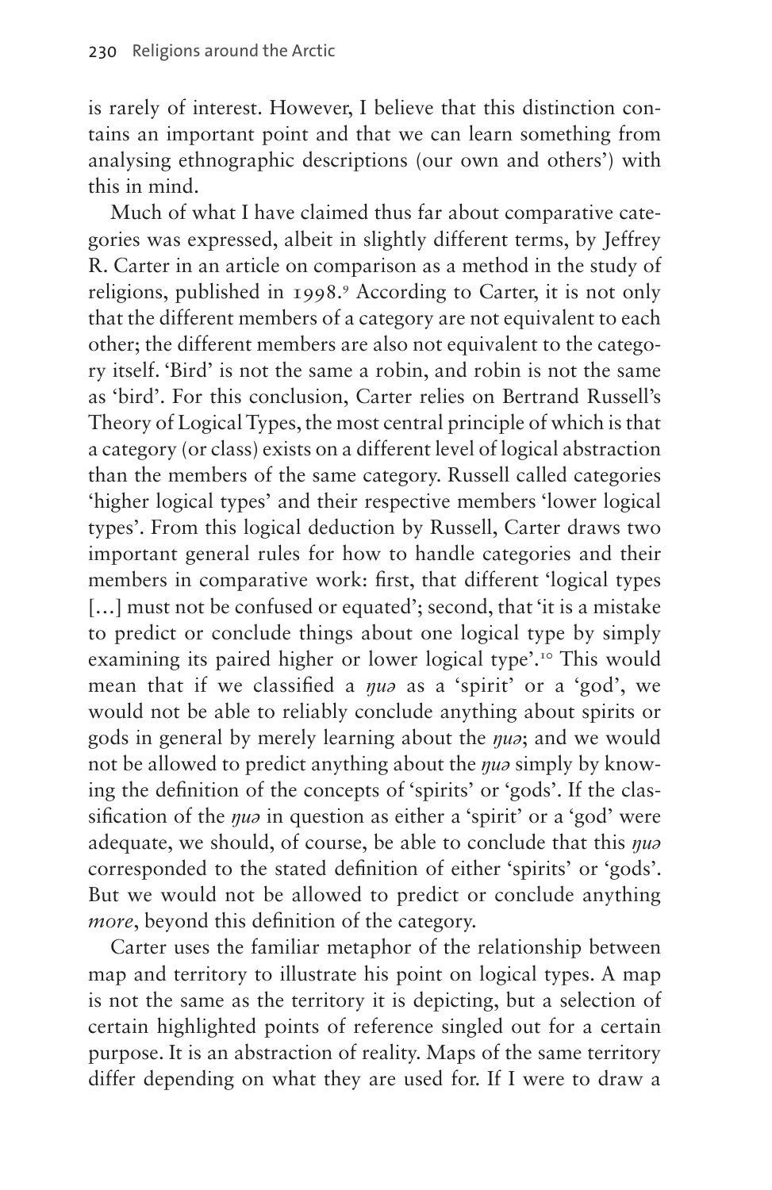is rarely of interest. However, I believe that this distinction contains an important point and that we can learn something from analysing ethnographic descriptions (our own and others') with this in mind.

Much of what I have claimed thus far about comparative categories was expressed, albeit in slightly different terms, by Jeffrey R. Carter in an article on comparison as a method in the study of religions, published in 1998.[9] According to Carter, it is not only that the different members of a category are not equivalent to each other; the different members are also not equivalent to the category itself. 'Bird' is not the same a robin, and robin is not the same as 'bird'. For this conclusion, Carter relies on Bertrand Russell's Theory of Logical Types, the most central principle of which is that a category (or class) exists on a different level of logical abstraction than the members of the same category. Russell called categories 'higher logical types' and their respective members 'lower logical types'. From this logical deduction by Russell, Carter draws two important general rules for how to handle categories and their members in comparative work: first, that different 'logical types [...] must not be confused or equated'; second, that 'it is a mistake to predict or conclude things about one logical type by simply examining its paired higher or lower logical type'.[10] This would mean that if we classified a *ŋuə* as a 'spirit' or a 'god', we would not be able to reliably conclude anything about spirits or gods in general by merely learning about the *ŋuə*; and we would not be allowed to predict anything about the *ŋuə* simply by knowing the definition of the concepts of 'spirits' or 'gods'. If the classification of the *ŋuə* in question as either a 'spirit' or a 'god' were adequate, we should, of course, be able to conclude that this *ŋuə* corresponded to the stated definition of either 'spirits' or 'gods'. But we would not be allowed to predict or conclude anything *more*, beyond this definition of the category.

Carter uses the familiar metaphor of the relationship between map and territory to illustrate his point on logical types. A map is not the same as the territory it is depicting, but a selection of certain highlighted points of reference singled out for a certain purpose. It is an abstraction of reality. Maps of the same territory differ depending on what they are used for. If I were to draw a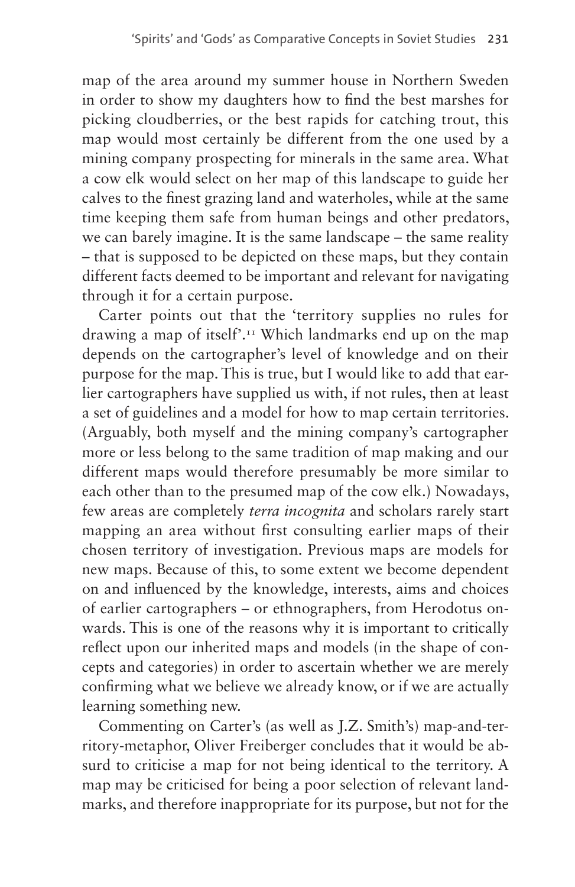map of the area around my summer house in Northern Sweden in order to show my daughters how to find the best marshes for picking cloudberries, or the best rapids for catching trout, this map would most certainly be different from the one used by a mining company prospecting for minerals in the same area. What a cow elk would select on her map of this landscape to guide her calves to the finest grazing land and waterholes, while at the same time keeping them safe from human beings and other predators, we can barely imagine. It is the same landscape – the same reality – that is supposed to be depicted on these maps, but they contain different facts deemed to be important and relevant for navigating through it for a certain purpose.

Carter points out that the 'territory supplies no rules for drawing a map of itself'.[11] Which landmarks end up on the map depends on the cartographer's level of knowledge and on their purpose for the map. This is true, but I would like to add that earlier cartographers have supplied us with, if not rules, then at least a set of guidelines and a model for how to map certain territories. (Arguably, both myself and the mining company's cartographer more or less belong to the same tradition of map making and our different maps would therefore presumably be more similar to each other than to the presumed map of the cow elk.) Nowadays, few areas are completely *terra incognita* and scholars rarely start mapping an area without first consulting earlier maps of their chosen territory of investigation. Previous maps are models for new maps. Because of this, to some extent we become dependent on and influenced by the knowledge, interests, aims and choices of earlier cartographers – or ethnographers, from Herodotus onwards. This is one of the reasons why it is important to critically reflect upon our inherited maps and models (in the shape of concepts and categories) in order to ascertain whether we are merely confirming what we believe we already know, or if we are actually learning something new.

Commenting on Carter's (as well as J.Z. Smith's) map-and-territory-metaphor, Oliver Freiberger concludes that it would be absurd to criticise a map for not being identical to the territory. A map may be criticised for being a poor selection of relevant landmarks, and therefore inappropriate for its purpose, but not for the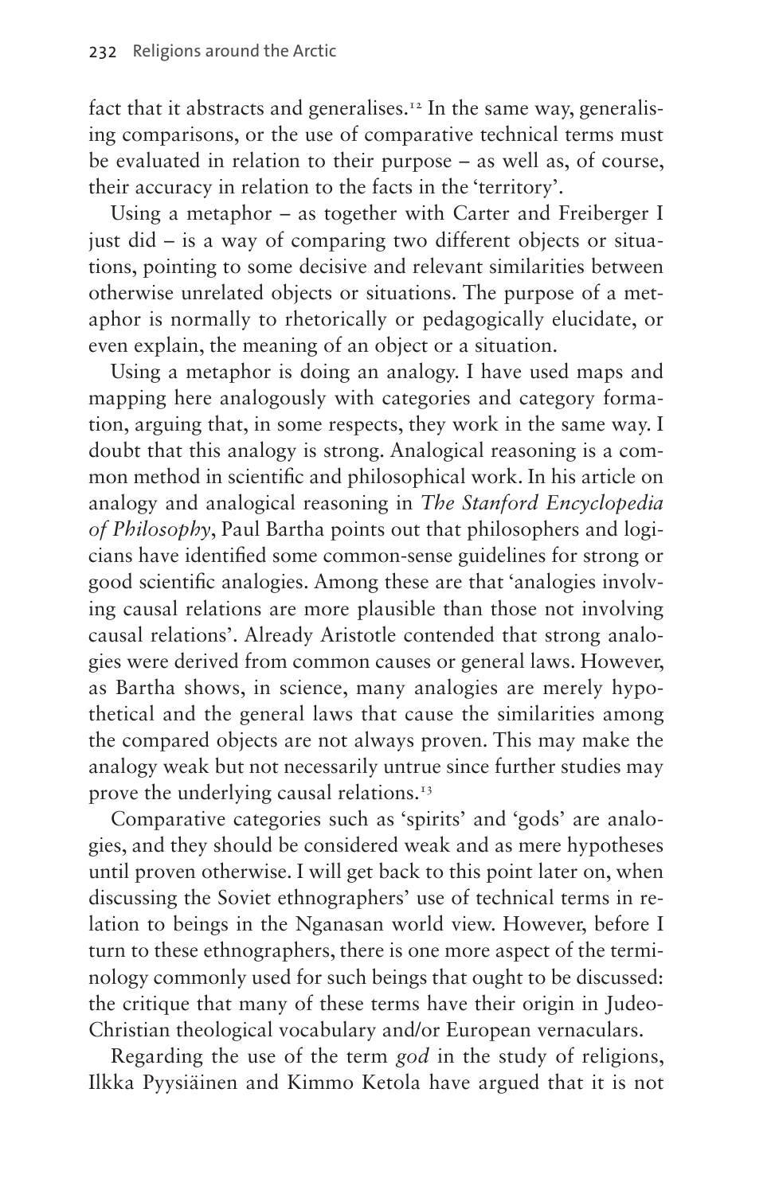fact that it abstracts and generalises.[12] In the same way, generalising comparisons, or the use of comparative technical terms must be evaluated in relation to their purpose – as well as, of course, their accuracy in relation to the facts in the 'territory'.

Using a metaphor – as together with Carter and Freiberger I just did – is a way of comparing two different objects or situations, pointing to some decisive and relevant similarities between otherwise unrelated objects or situations. The purpose of a metaphor is normally to rhetorically or pedagogically elucidate, or even explain, the meaning of an object or a situation.

Using a metaphor is doing an analogy. I have used maps and mapping here analogously with categories and category formation, arguing that, in some respects, they work in the same way. I doubt that this analogy is strong. Analogical reasoning is a common method in scientific and philosophical work. In his article on analogy and analogical reasoning in *The Stanford Encyclopedia of Philosophy*, Paul Bartha points out that philosophers and logicians have identified some common-sense guidelines for strong or good scientific analogies. Among these are that 'analogies involving causal relations are more plausible than those not involving causal relations'. Already Aristotle contended that strong analogies were derived from common causes or general laws. However, as Bartha shows, in science, many analogies are merely hypothetical and the general laws that cause the similarities among the compared objects are not always proven. This may make the analogy weak but not necessarily untrue since further studies may prove the underlying causal relations.[13]

Comparative categories such as 'spirits' and 'gods' are analogies, and they should be considered weak and as mere hypotheses until proven otherwise. I will get back to this point later on, when discussing the Soviet ethnographers' use of technical terms in relation to beings in the Nganasan world view. However, before I turn to these ethnographers, there is one more aspect of the terminology commonly used for such beings that ought to be discussed: the critique that many of these terms have their origin in Judeo-Christian theological vocabulary and/or European vernaculars.

Regarding the use of the term *god* in the study of religions, Ilkka Pyysiäinen and Kimmo Ketola have argued that it is not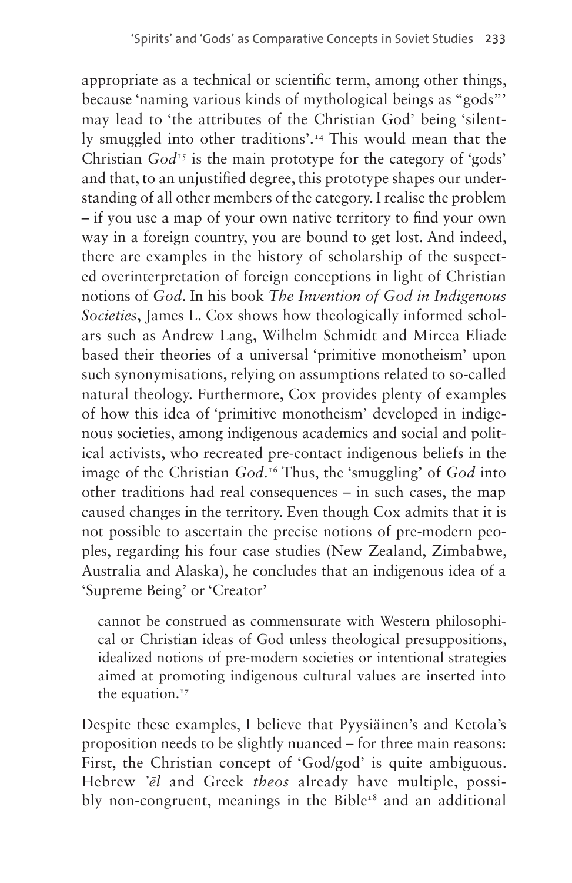appropriate as a technical or scientific term, among other things, because 'naming various kinds of mythological beings as "gods"' may lead to 'the attributes of the Christian God' being 'silently smuggled into other traditions'.[14] This would mean that the Christian *God*[15] is the main prototype for the category of 'gods' and that, to an unjustified degree, this prototype shapes our understanding of all other members of the category. I realise the problem – if you use a map of your own native territory to find your own way in a foreign country, you are bound to get lost. And indeed, there are examples in the history of scholarship of the suspected overinterpretation of foreign conceptions in light of Christian notions of *God*. In his book *The Invention of God in Indigenous Societies*, James L. Cox shows how theologically informed scholars such as Andrew Lang, Wilhelm Schmidt and Mircea Eliade based their theories of a universal 'primitive monotheism' upon such synonymisations, relying on assumptions related to so-called natural theology. Furthermore, Cox provides plenty of examples of how this idea of 'primitive monotheism' developed in indigenous societies, among indigenous academics and social and political activists, who recreated pre-contact indigenous beliefs in the image of the Christian *God*.[16] Thus, the 'smuggling' of *God* into other traditions had real consequences – in such cases, the map caused changes in the territory. Even though Cox admits that it is not possible to ascertain the precise notions of pre-modern peoples, regarding his four case studies (New Zealand, Zimbabwe, Australia and Alaska), he concludes that an indigenous idea of a 'Supreme Being' or 'Creator'

> cannot be construed as commensurate with Western philosophical or Christian ideas of God unless theological presuppositions, idealized notions of pre-modern societies or intentional strategies aimed at promoting indigenous cultural values are inserted into the equation.[17]

Despite these examples, I believe that Pyysiäinen's and Ketola's proposition needs to be slightly nuanced – for three main reasons: First, the Christian concept of 'God/god' is quite ambiguous. Hebrew *'ēl* and Greek *theos* already have multiple, possibly non-congruent, meanings in the Bible[18] and an additional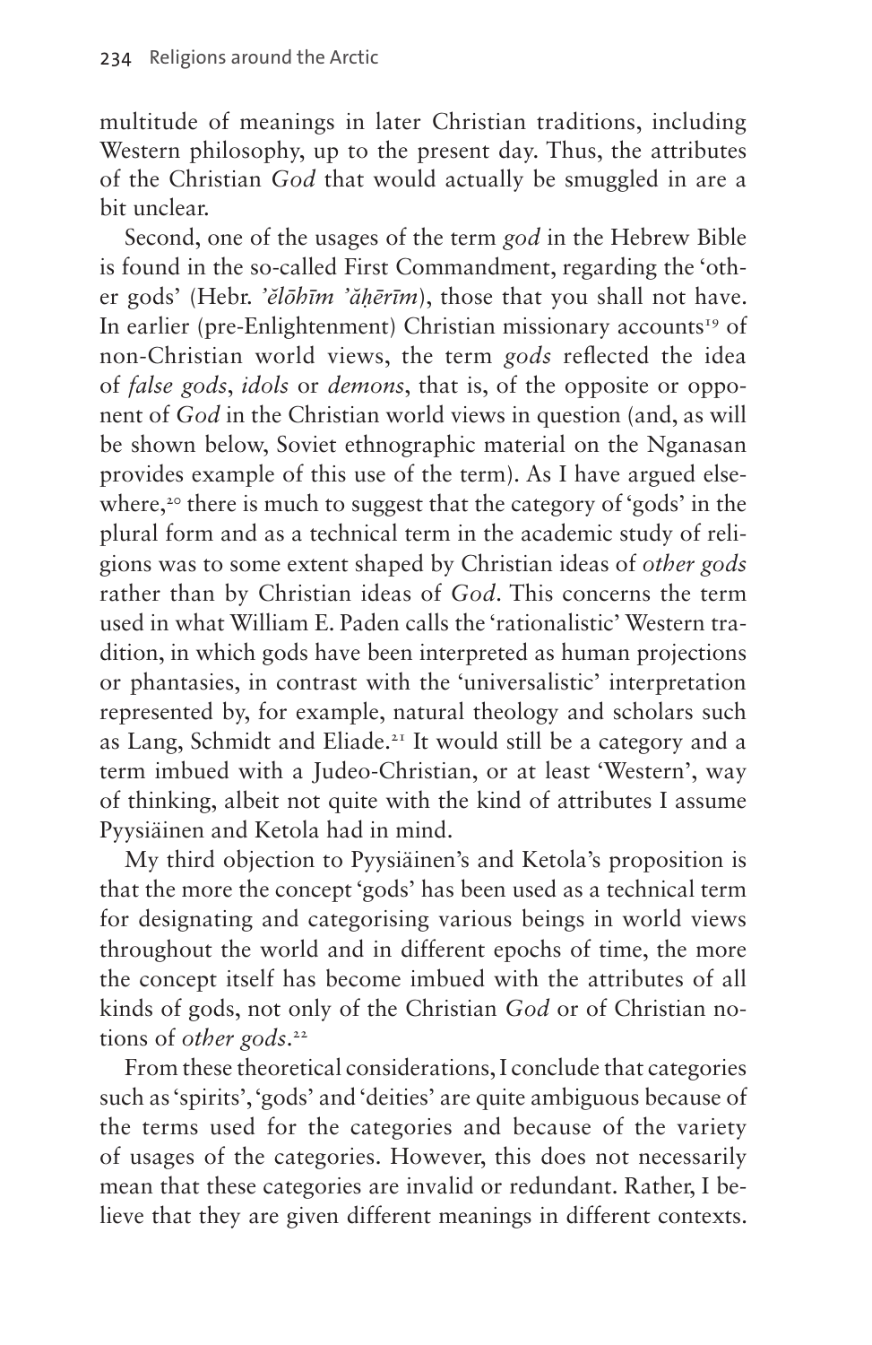multitude of meanings in later Christian traditions, including Western philosophy, up to the present day. Thus, the attributes of the Christian *God* that would actually be smuggled in are a bit unclear.

Second, one of the usages of the term *god* in the Hebrew Bible is found in the so-called First Commandment, regarding the 'other gods' (Hebr. *'ĕlōhīm 'ăḥērīm*), those that you shall not have. In earlier (pre-Enlightenment) Christian missionary accounts[19] of non-Christian world views, the term *gods* reflected the idea of *false gods*, *idols* or *demons*, that is, of the opposite or opponent of *God* in the Christian world views in question (and, as will be shown below, Soviet ethnographic material on the Nganasan provides example of this use of the term). As I have argued elsewhere,[20] there is much to suggest that the category of 'gods' in the plural form and as a technical term in the academic study of religions was to some extent shaped by Christian ideas of *other gods* rather than by Christian ideas of *God*. This concerns the term used in what William E. Paden calls the 'rationalistic' Western tradition, in which gods have been interpreted as human projections or phantasies, in contrast with the 'universalistic' interpretation represented by, for example, natural theology and scholars such as Lang, Schmidt and Eliade.[21] It would still be a category and a term imbued with a Judeo-Christian, or at least 'Western', way of thinking, albeit not quite with the kind of attributes I assume Pyysiäinen and Ketola had in mind.

My third objection to Pyysiäinen's and Ketola's proposition is that the more the concept 'gods' has been used as a technical term for designating and categorising various beings in world views throughout the world and in different epochs of time, the more the concept itself has become imbued with the attributes of all kinds of gods, not only of the Christian *God* or of Christian notions of *other gods*.[22]

From these theoretical considerations, I conclude that categories such as 'spirits', 'gods' and 'deities' are quite ambiguous because of the terms used for the categories and because of the variety of usages of the categories. However, this does not necessarily mean that these categories are invalid or redundant. Rather, I believe that they are given different meanings in different contexts.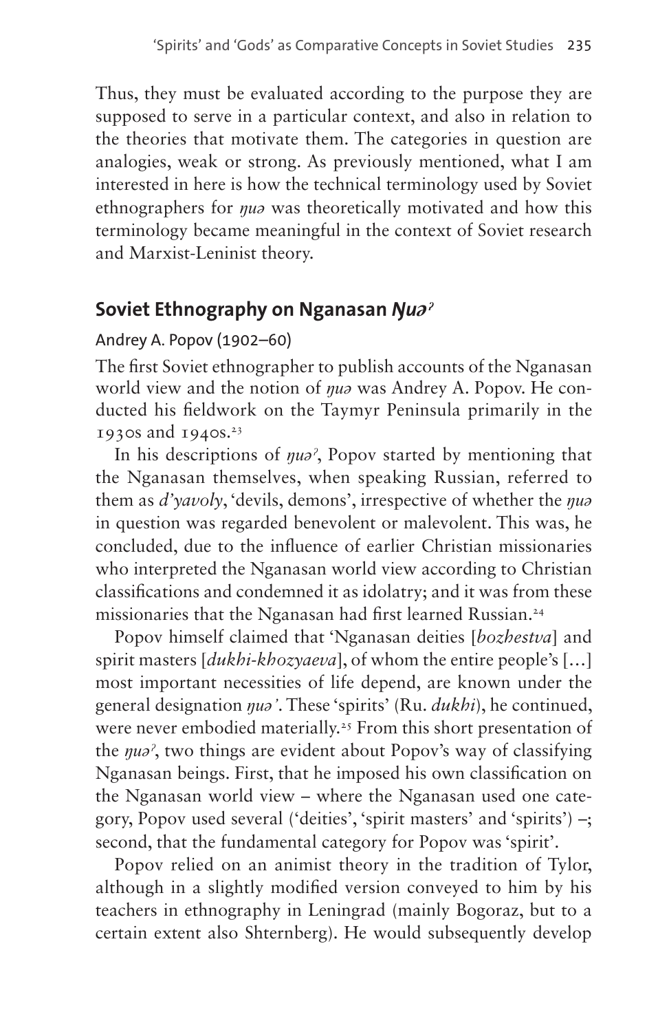Thus, they must be evaluated according to the purpose they are supposed to serve in a particular context, and also in relation to the theories that motivate them. The categories in question are analogies, weak or strong. As previously mentioned, what I am interested in here is how the technical terminology used by Soviet ethnographers for *ŋuə* was theoretically motivated and how this terminology became meaningful in the context of Soviet research and Marxist-Leninist theory.

## Soviet Ethnography on Nganasan *Ŋuə*ˀ

### Andrey A. Popov (1902–60)

The first Soviet ethnographer to publish accounts of the Nganasan world view and the notion of *ŋuə* was Andrey A. Popov. He conducted his fieldwork on the Taymyr Peninsula primarily in the 1930s and 1940s.[23]

In his descriptions of *ŋuə*ˀ, Popov started by mentioning that the Nganasan themselves, when speaking Russian, referred to them as *d'yavoly*, 'devils, demons', irrespective of whether the *ŋuə* in question was regarded benevolent or malevolent. This was, he concluded, due to the influence of earlier Christian missionaries who interpreted the Nganasan world view according to Christian classifications and condemned it as idolatry; and it was from these missionaries that the Nganasan had first learned Russian.[24]

Popov himself claimed that 'Nganasan deities [*bozhestva*] and spirit masters [*dukhi-khozyaeva*], of whom the entire people's […] most important necessities of life depend, are known under the general designation *ŋuə'*. These 'spirits' (Ru. *dukhi*), he continued, were never embodied materially.[25] From this short presentation of the *ŋuə*ˀ, two things are evident about Popov's way of classifying Nganasan beings. First, that he imposed his own classification on the Nganasan world view – where the Nganasan used one category, Popov used several ('deities', 'spirit masters' and 'spirits') –; second, that the fundamental category for Popov was 'spirit'.

Popov relied on an animist theory in the tradition of Tylor, although in a slightly modified version conveyed to him by his teachers in ethnography in Leningrad (mainly Bogoraz, but to a certain extent also Shternberg). He would subsequently develop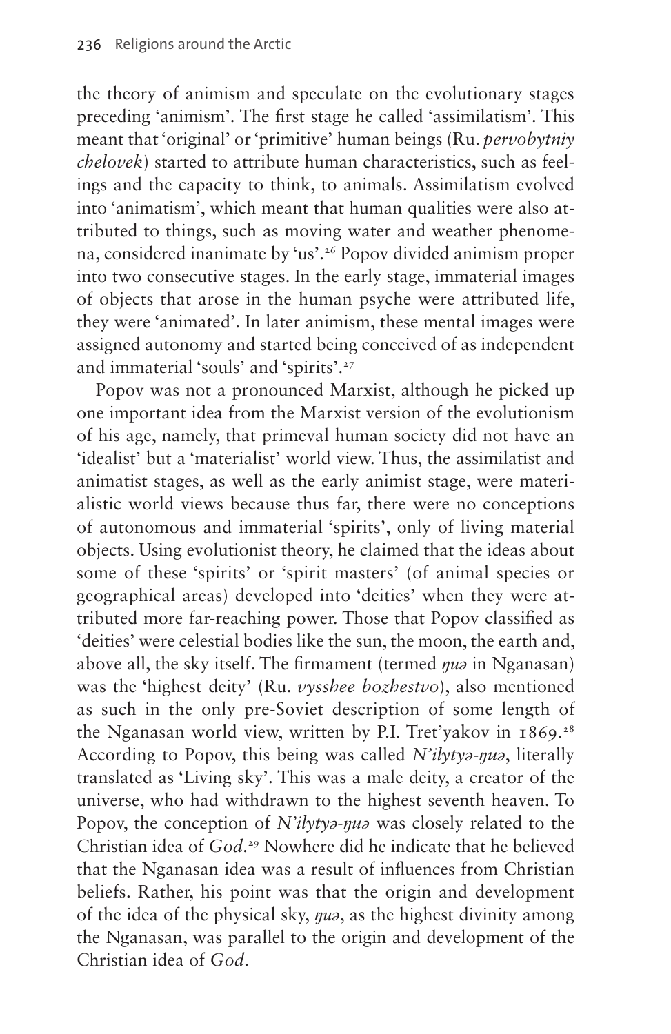the theory of animism and speculate on the evolutionary stages preceding 'animism'. The first stage he called 'assimilatism'. This meant that 'original' or 'primitive' human beings (Ru. *pervobytniy chelovek*) started to attribute human characteristics, such as feelings and the capacity to think, to animals. Assimilatism evolved into 'animatism', which meant that human qualities were also attributed to things, such as moving water and weather phenomena, considered inanimate by 'us'.[26] Popov divided animism proper into two consecutive stages. In the early stage, immaterial images of objects that arose in the human psyche were attributed life, they were 'animated'. In later animism, these mental images were assigned autonomy and started being conceived of as independent and immaterial 'souls' and 'spirits'.[27]

Popov was not a pronounced Marxist, although he picked up one important idea from the Marxist version of the evolutionism of his age, namely, that primeval human society did not have an 'idealist' but a 'materialist' world view. Thus, the assimilatist and animatist stages, as well as the early animist stage, were materialistic world views because thus far, there were no conceptions of autonomous and immaterial 'spirits', only of living material objects. Using evolutionist theory, he claimed that the ideas about some of these 'spirits' or 'spirit masters' (of animal species or geographical areas) developed into 'deities' when they were attributed more far-reaching power. Those that Popov classified as 'deities' were celestial bodies like the sun, the moon, the earth and, above all, the sky itself. The firmament (termed *ŋuə* in Nganasan) was the 'highest deity' (Ru. *vysshee bozhestvo*), also mentioned as such in the only pre-Soviet description of some length of the Nganasan world view, written by P.I. Tret'yakov in 1869.[28] According to Popov, this being was called *N'ilytyə-ŋuə*, literally translated as 'Living sky'. This was a male deity, a creator of the universe, who had withdrawn to the highest seventh heaven. To Popov, the conception of *N'ilytyə-ŋuə* was closely related to the Christian idea of *God*.[29] Nowhere did he indicate that he believed that the Nganasan idea was a result of influences from Christian beliefs. Rather, his point was that the origin and development of the idea of the physical sky, *ŋuə*, as the highest divinity among the Nganasan, was parallel to the origin and development of the Christian idea of *God*.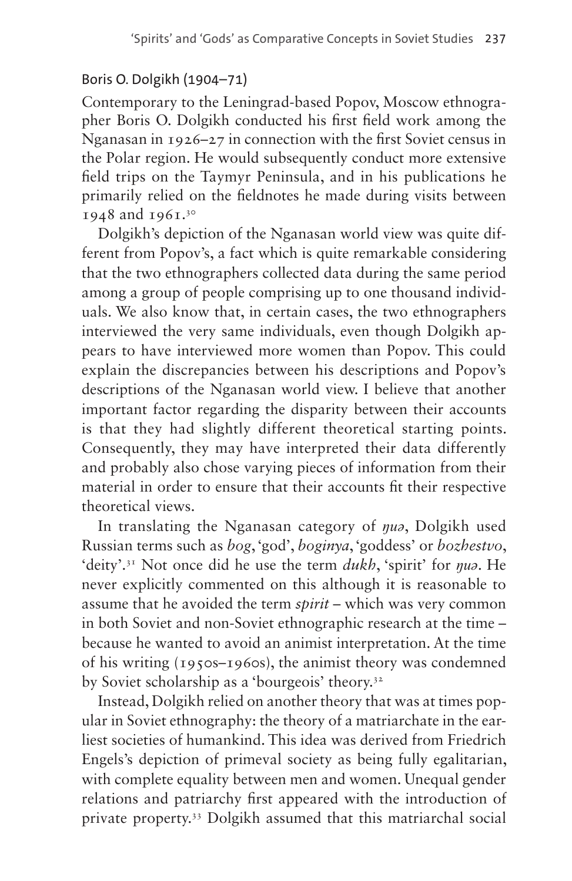## Boris O. Dolgikh (1904–71)

Contemporary to the Leningrad-based Popov, Moscow ethnographer Boris O. Dolgikh conducted his first field work among the Nganasan in 1926–27 in connection with the first Soviet census in the Polar region. He would subsequently conduct more extensive field trips on the Taymyr Peninsula, and in his publications he primarily relied on the fieldnotes he made during visits between 1948 and 1961.[30]

Dolgikh's depiction of the Nganasan world view was quite different from Popov's, a fact which is quite remarkable considering that the two ethnographers collected data during the same period among a group of people comprising up to one thousand individuals. We also know that, in certain cases, the two ethnographers interviewed the very same individuals, even though Dolgikh appears to have interviewed more women than Popov. This could explain the discrepancies between his descriptions and Popov's descriptions of the Nganasan world view. I believe that another important factor regarding the disparity between their accounts is that they had slightly different theoretical starting points. Consequently, they may have interpreted their data differently and probably also chose varying pieces of information from their material in order to ensure that their accounts fit their respective theoretical views.

In translating the Nganasan category of *ŋuə*, Dolgikh used Russian terms such as *bog*, 'god', *boginya*, 'goddess' or *bozhestvo*, 'deity'.[31] Not once did he use the term *dukh*, 'spirit' for *ŋuə*. He never explicitly commented on this although it is reasonable to assume that he avoided the term *spirit* – which was very common in both Soviet and non-Soviet ethnographic research at the time – because he wanted to avoid an animist interpretation. At the time of his writing (1950s–1960s), the animist theory was condemned by Soviet scholarship as a 'bourgeois' theory.[32]

Instead, Dolgikh relied on another theory that was at times popular in Soviet ethnography: the theory of a matriarchate in the earliest societies of humankind. This idea was derived from Friedrich Engels's depiction of primeval society as being fully egalitarian, with complete equality between men and women. Unequal gender relations and patriarchy first appeared with the introduction of private property.[33] Dolgikh assumed that this matriarchal social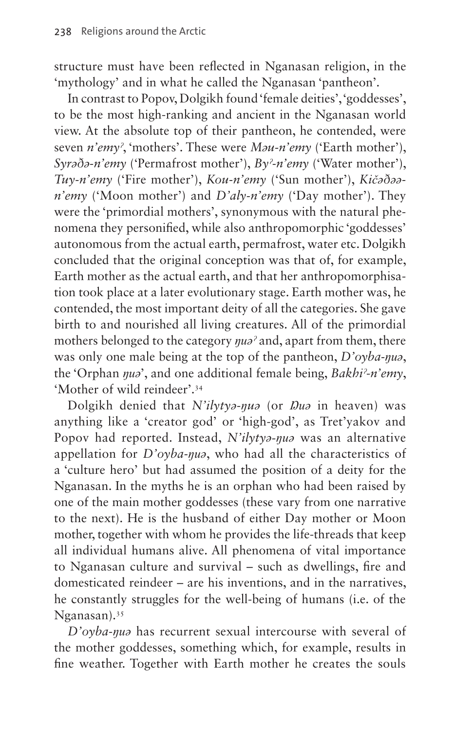structure must have been reflected in Nganasan religion, in the 'mythology' and in what he called the Nganasan 'pantheon'.

In contrast to Popov, Dolgikh found 'female deities', 'goddesses', to be the most high-ranking and ancient in the Nganasan world view. At the absolute top of their pantheon, he contended, were seven *n'emyˀ*, 'mothers'. These were *Məu-n'emy* ('Earth mother'), *Syrəðə-n'emy* ('Permafrost mother'), *Byˀ-n'emy* ('Water mother'), *Tuy-n'emy* ('Fire mother'), *Kou-n'emy* ('Sun mother'), *Kičəðəə-n'emy* ('Moon mother') and *D'aly-n'emy* ('Day mother'). They were the 'primordial mothers', synonymous with the natural phenomena they personified, while also anthropomorphic 'goddesses' autonomous from the actual earth, permafrost, water etc. Dolgikh concluded that the original conception was that of, for example, Earth mother as the actual earth, and that her anthropomorphisation took place at a later evolutionary stage. Earth mother was, he contended, the most important deity of all the categories. She gave birth to and nourished all living creatures. All of the primordial mothers belonged to the category *ŋuəˀ* and, apart from them, there was only one male being at the top of the pantheon, *D'oyba-ŋuə*, the 'Orphan *ŋuə*', and one additional female being, *Bakhiˀ-n'emy*, 'Mother of wild reindeer'.[34]

Dolgikh denied that *N'ilytyə-ŋuə* (or *Ŋuə* in heaven) was anything like a 'creator god' or 'high-god', as Tret'yakov and Popov had reported. Instead, *N'ilytyə-ŋuə* was an alternative appellation for *D'oyba-ŋuə*, who had all the characteristics of a 'culture hero' but had assumed the position of a deity for the Nganasan. In the myths he is an orphan who had been raised by one of the main mother goddesses (these vary from one narrative to the next). He is the husband of either Day mother or Moon mother, together with whom he provides the life-threads that keep all individual humans alive. All phenomena of vital importance to Nganasan culture and survival – such as dwellings, fire and domesticated reindeer – are his inventions, and in the narratives, he constantly struggles for the well-being of humans (i.e. of the Nganasan).[35]

*D'oyba-ŋuə* has recurrent sexual intercourse with several of the mother goddesses, something which, for example, results in fine weather. Together with Earth mother he creates the souls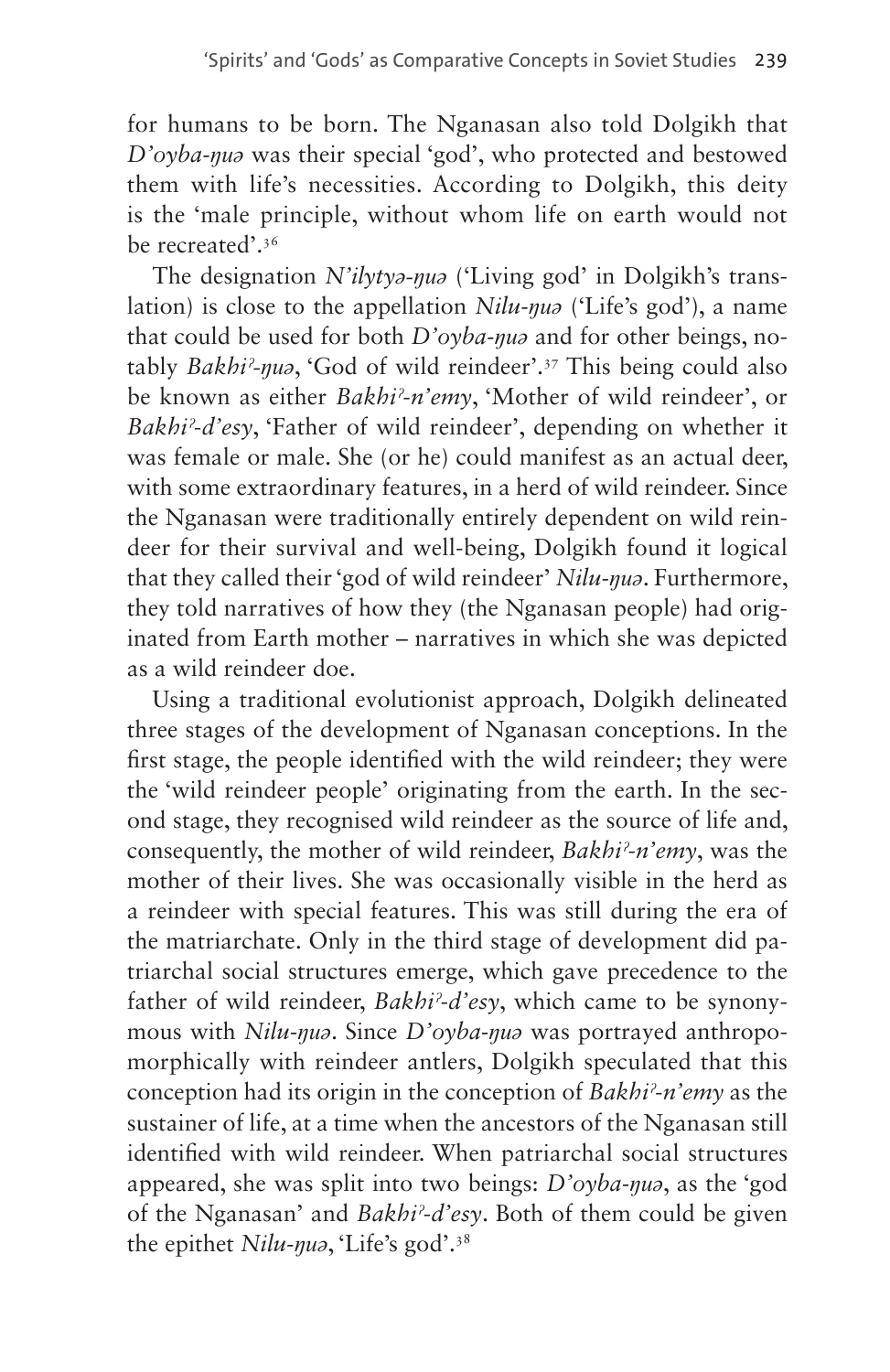for humans to be born. The Nganasan also told Dolgikh that *D'oyba-ŋuə* was their special 'god', who protected and bestowed them with life's necessities. According to Dolgikh, this deity is the 'male principle, without whom life on earth would not be recreated'.[36]

The designation *N'ilytyə-ŋuə* ('Living god' in Dolgikh's translation) is close to the appellation *Nilu-ŋuə* ('Life's god'), a name that could be used for both *D'oyba-ŋuə* and for other beings, notably *Bakhiˀ-ŋuə*, 'God of wild reindeer'.[37] This being could also be known as either *Bakhiˀ-n'emy*, 'Mother of wild reindeer', or *Bakhiˀ-d'esy*, 'Father of wild reindeer', depending on whether it was female or male. She (or he) could manifest as an actual deer, with some extraordinary features, in a herd of wild reindeer. Since the Nganasan were traditionally entirely dependent on wild reindeer for their survival and well-being, Dolgikh found it logical that they called their 'god of wild reindeer' *Nilu-ŋuə*. Furthermore, they told narratives of how they (the Nganasan people) had originated from Earth mother – narratives in which she was depicted as a wild reindeer doe.

Using a traditional evolutionist approach, Dolgikh delineated three stages of the development of Nganasan conceptions. In the first stage, the people identified with the wild reindeer; they were the 'wild reindeer people' originating from the earth. In the second stage, they recognised wild reindeer as the source of life and, consequently, the mother of wild reindeer, *Bakhiˀ-n'emy*, was the mother of their lives. She was occasionally visible in the herd as a reindeer with special features. This was still during the era of the matriarchate. Only in the third stage of development did patriarchal social structures emerge, which gave precedence to the father of wild reindeer, *Bakhiˀ-d'esy*, which came to be synonymous with *Nilu-ŋuə*. Since *D'oyba-ŋuə* was portrayed anthropomorphically with reindeer antlers, Dolgikh speculated that this conception had its origin in the conception of *Bakhiˀ-n'emy* as the sustainer of life, at a time when the ancestors of the Nganasan still identified with wild reindeer. When patriarchal social structures appeared, she was split into two beings: *D'oyba-ŋuə*, as the 'god of the Nganasan' and *Bakhiˀ-d'esy*. Both of them could be given the epithet *Nilu-ŋuə*, 'Life's god'.[38]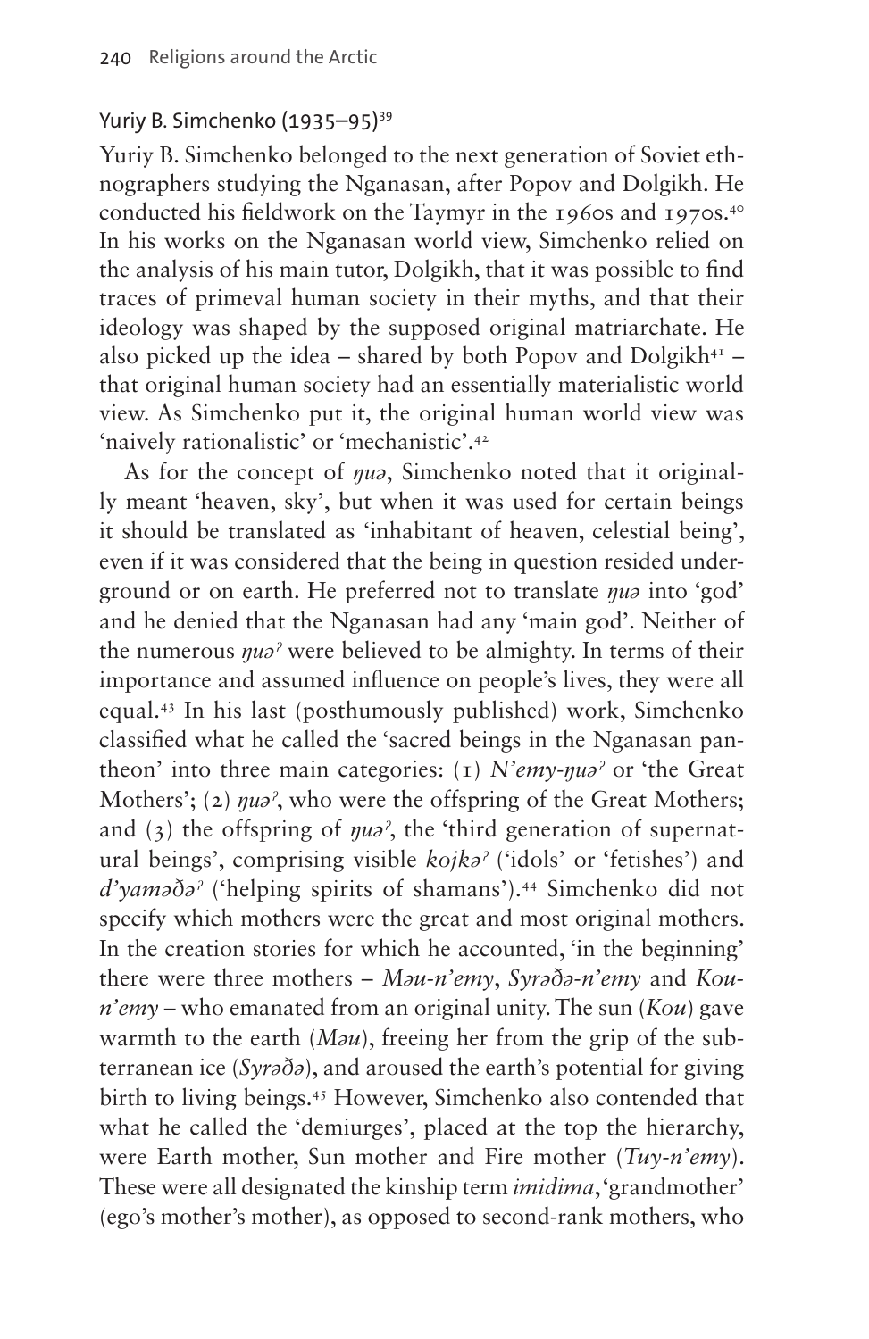### Yuriy B. Simchenko (1935–95)[39]

Yuriy B. Simchenko belonged to the next generation of Soviet ethnographers studying the Nganasan, after Popov and Dolgikh. He conducted his fieldwork on the Taymyr in the 1960s and 1970s.[40] In his works on the Nganasan world view, Simchenko relied on the analysis of his main tutor, Dolgikh, that it was possible to find traces of primeval human society in their myths, and that their ideology was shaped by the supposed original matriarchate. He also picked up the idea – shared by both Popov and Dolgikh[41] – that original human society had an essentially materialistic world view. As Simchenko put it, the original human world view was 'naively rationalistic' or 'mechanistic'.[42]

As for the concept of *ŋuə*, Simchenko noted that it originally meant 'heaven, sky', but when it was used for certain beings it should be translated as 'inhabitant of heaven, celestial being', even if it was considered that the being in question resided underground or on earth. He preferred not to translate *ŋuə* into 'god' and he denied that the Nganasan had any 'main god'. Neither of the numerous *ŋuəˀ* were believed to be almighty. In terms of their importance and assumed influence on people's lives, they were all equal.[43] In his last (posthumously published) work, Simchenko classified what he called the 'sacred beings in the Nganasan pantheon' into three main categories: (1) *N'emy-ŋuəˀ* or 'the Great Mothers'; (2) *ŋuəˀ*, who were the offspring of the Great Mothers; and (3) the offspring of *ŋuəˀ*, the 'third generation of supernatural beings', comprising visible *kojkəˀ* ('idols' or 'fetishes') and *d'yaməðəˀ* ('helping spirits of shamans').[44] Simchenko did not specify which mothers were the great and most original mothers. In the creation stories for which he accounted, 'in the beginning' there were three mothers – *Məu-n'emy*, *Syrəðə-n'emy* and *Kou-n'emy* – who emanated from an original unity. The sun (*Kou*) gave warmth to the earth (*Məu*), freeing her from the grip of the subterranean ice (*Syrəðə*), and aroused the earth's potential for giving birth to living beings.[45] However, Simchenko also contended that what he called the 'demiurges', placed at the top the hierarchy, were Earth mother, Sun mother and Fire mother (*Tuy-n'emy*). These were all designated the kinship term *imidima*, 'grandmother' (ego's mother's mother), as opposed to second-rank mothers, who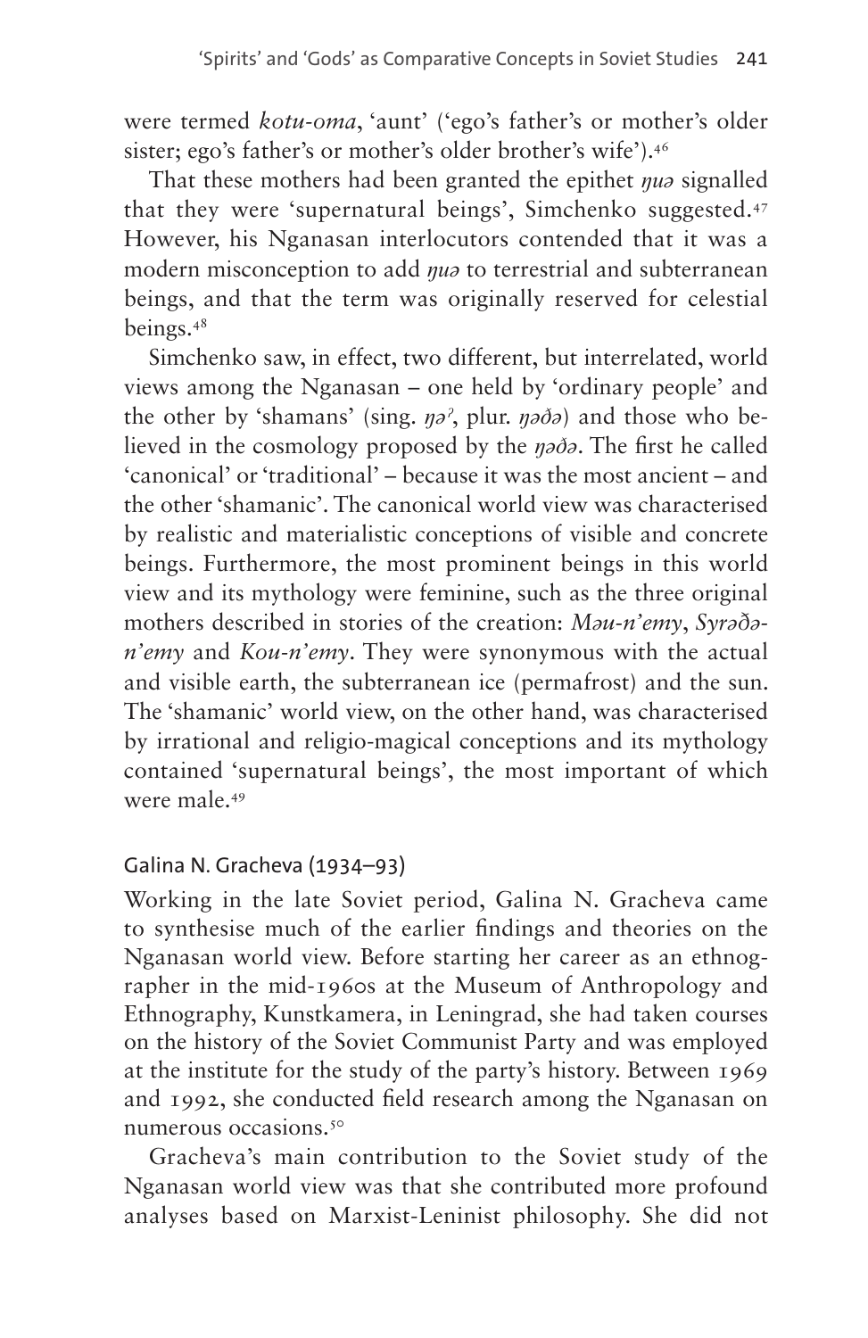were termed *kotu-oma*, 'aunt' ('ego's father's or mother's older sister; ego's father's or mother's older brother's wife').[46]

That these mothers had been granted the epithet *ŋuə* signalled that they were 'supernatural beings', Simchenko suggested.[47] However, his Nganasan interlocutors contended that it was a modern misconception to add *ŋuə* to terrestrial and subterranean beings, and that the term was originally reserved for celestial beings.[48]

Simchenko saw, in effect, two different, but interrelated, world views among the Nganasan – one held by 'ordinary people' and the other by 'shamans' (sing. *ŋəˀ*, plur. *ŋəðə*) and those who believed in the cosmology proposed by the *ŋəðə*. The first he called 'canonical' or 'traditional' – because it was the most ancient – and the other 'shamanic'. The canonical world view was characterised by realistic and materialistic conceptions of visible and concrete beings. Furthermore, the most prominent beings in this world view and its mythology were feminine, such as the three original mothers described in stories of the creation: *Məu-n'emy*, *Syrəðə-n'emy* and *Kou-n'emy*. They were synonymous with the actual and visible earth, the subterranean ice (permafrost) and the sun. The 'shamanic' world view, on the other hand, was characterised by irrational and religio-magical conceptions and its mythology contained 'supernatural beings', the most important of which were male.[49]

## Galina N. Gracheva (1934–93)

Working in the late Soviet period, Galina N. Gracheva came to synthesise much of the earlier findings and theories on the Nganasan world view. Before starting her career as an ethnographer in the mid-1960s at the Museum of Anthropology and Ethnography, Kunstkamera, in Leningrad, she had taken courses on the history of the Soviet Communist Party and was employed at the institute for the study of the party's history. Between 1969 and 1992, she conducted field research among the Nganasan on numerous occasions.[50]

Gracheva's main contribution to the Soviet study of the Nganasan world view was that she contributed more profound analyses based on Marxist-Leninist philosophy. She did not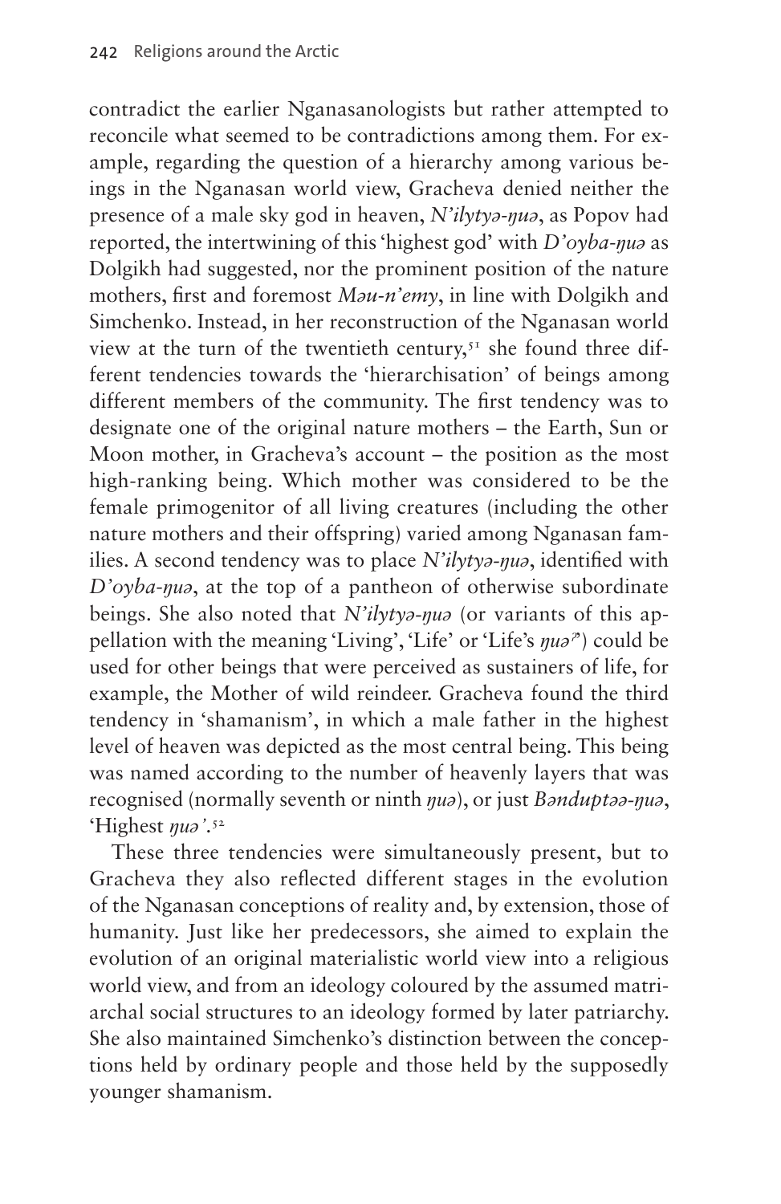contradict the earlier Nganasanologists but rather attempted to reconcile what seemed to be contradictions among them. For example, regarding the question of a hierarchy among various beings in the Nganasan world view, Gracheva denied neither the presence of a male sky god in heaven, *N'ilytyə-ŋuə*, as Popov had reported, the intertwining of this 'highest god' with *D'oyba-ŋuə* as Dolgikh had suggested, nor the prominent position of the nature mothers, first and foremost *Məu-n'emy*, in line with Dolgikh and Simchenko. Instead, in her reconstruction of the Nganasan world view at the turn of the twentieth century,[51] she found three different tendencies towards the 'hierarchisation' of beings among different members of the community. The first tendency was to designate one of the original nature mothers – the Earth, Sun or Moon mother, in Gracheva's account – the position as the most high-ranking being. Which mother was considered to be the female primogenitor of all living creatures (including the other nature mothers and their offspring) varied among Nganasan families. A second tendency was to place *N'ilytyə-ŋuə*, identified with *D'oyba-ŋuə*, at the top of a pantheon of otherwise subordinate beings. She also noted that *N'ilytyə-ŋuə* (or variants of this appellation with the meaning 'Living', 'Life' or 'Life's *ŋuə*') could be used for other beings that were perceived as sustainers of life, for example, the Mother of wild reindeer. Gracheva found the third tendency in 'shamanism', in which a male father in the highest level of heaven was depicted as the most central being. This being was named according to the number of heavenly layers that was recognised (normally seventh or ninth *ŋuə*), or just *Bənduptəə-ŋuə*, 'Highest *ŋuə*'.[52]

These three tendencies were simultaneously present, but to Gracheva they also reflected different stages in the evolution of the Nganasan conceptions of reality and, by extension, those of humanity. Just like her predecessors, she aimed to explain the evolution of an original materialistic world view into a religious world view, and from an ideology coloured by the assumed matriarchal social structures to an ideology formed by later patriarchy. She also maintained Simchenko's distinction between the conceptions held by ordinary people and those held by the supposedly younger shamanism.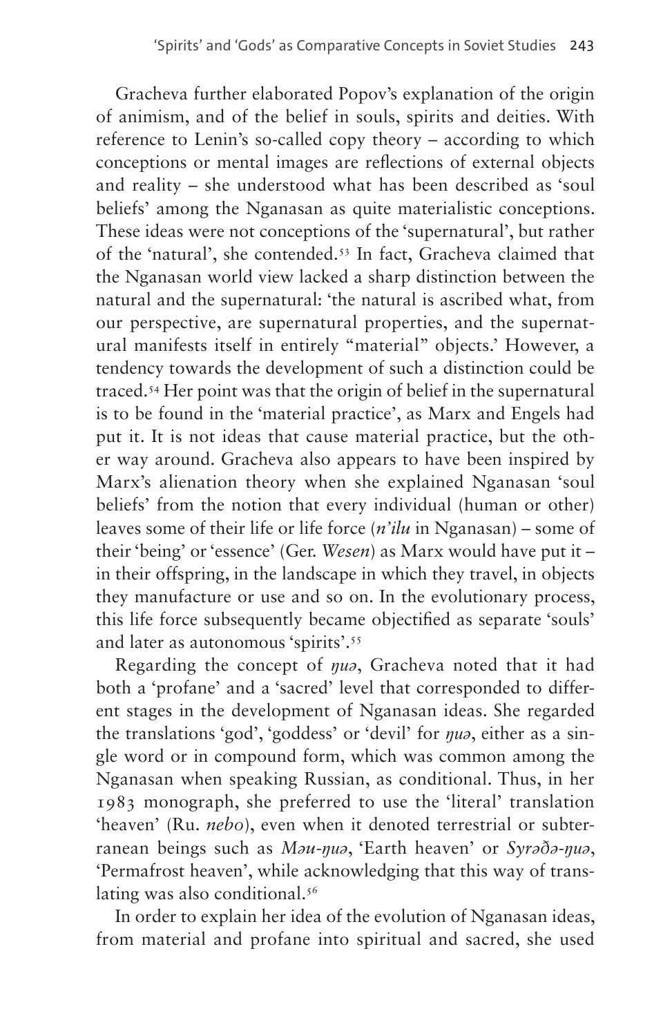Gracheva further elaborated Popov's explanation of the origin of animism, and of the belief in souls, spirits and deities. With reference to Lenin's so-called copy theory – according to which conceptions or mental images are reflections of external objects and reality – she understood what has been described as 'soul beliefs' among the Nganasan as quite materialistic conceptions. These ideas were not conceptions of the 'supernatural', but rather of the 'natural', she contended.[53] In fact, Gracheva claimed that the Nganasan world view lacked a sharp distinction between the natural and the supernatural: 'the natural is ascribed what, from our perspective, are supernatural properties, and the supernatural manifests itself in entirely "material" objects.' However, a tendency towards the development of such a distinction could be traced.[54] Her point was that the origin of belief in the supernatural is to be found in the 'material practice', as Marx and Engels had put it. It is not ideas that cause material practice, but the other way around. Gracheva also appears to have been inspired by Marx's alienation theory when she explained Nganasan 'soul beliefs' from the notion that every individual (human or other) leaves some of their life or life force (*n'ilu* in Nganasan) – some of their 'being' or 'essence' (Ger. *Wesen*) as Marx would have put it – in their offspring, in the landscape in which they travel, in objects they manufacture or use and so on. In the evolutionary process, this life force subsequently became objectified as separate 'souls' and later as autonomous 'spirits'.[55]

Regarding the concept of *ŋuə*, Gracheva noted that it had both a 'profane' and a 'sacred' level that corresponded to different stages in the development of Nganasan ideas. She regarded the translations 'god', 'goddess' or 'devil' for *ŋuə*, either as a single word or in compound form, which was common among the Nganasan when speaking Russian, as conditional. Thus, in her 1983 monograph, she preferred to use the 'literal' translation 'heaven' (Ru. *nebo*), even when it denoted terrestrial or subterranean beings such as *Məu-ŋuə*, 'Earth heaven' or *Syrəðə-ŋuə*, 'Permafrost heaven', while acknowledging that this way of translating was also conditional.[56]

In order to explain her idea of the evolution of Nganasan ideas, from material and profane into spiritual and sacred, she used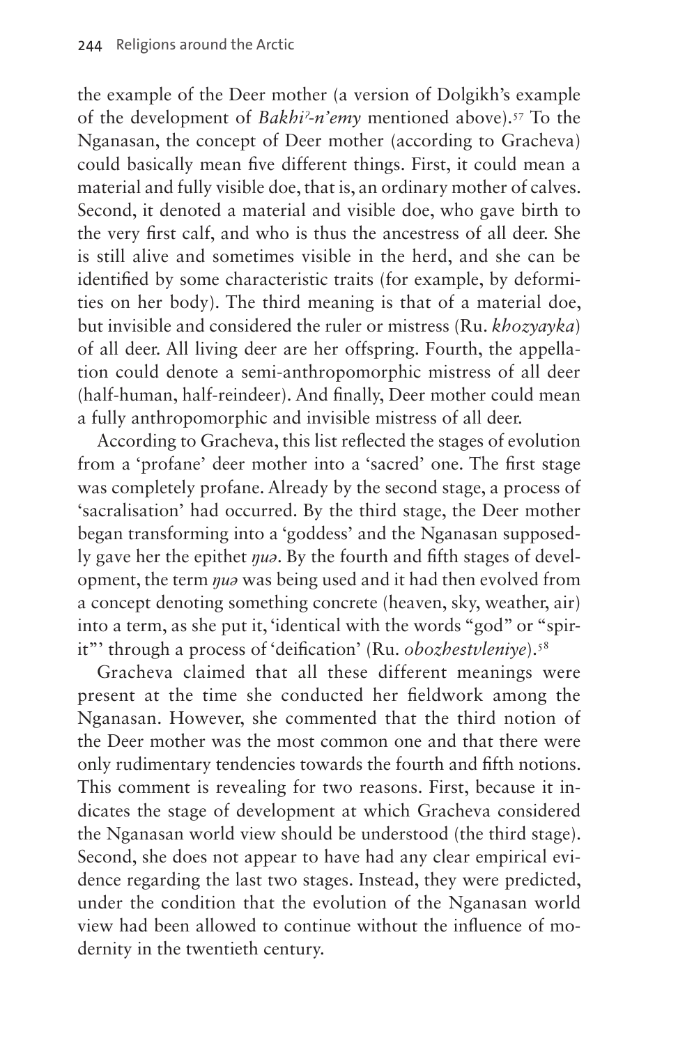the example of the Deer mother (a version of Dolgikh's example of the development of *Bakhiʔ-n'emy* mentioned above).[57] To the Nganasan, the concept of Deer mother (according to Gracheva) could basically mean five different things. First, it could mean a material and fully visible doe, that is, an ordinary mother of calves. Second, it denoted a material and visible doe, who gave birth to the very first calf, and who is thus the ancestress of all deer. She is still alive and sometimes visible in the herd, and she can be identified by some characteristic traits (for example, by deformities on her body). The third meaning is that of a material doe, but invisible and considered the ruler or mistress (Ru. *khozyayka*) of all deer. All living deer are her offspring. Fourth, the appellation could denote a semi-anthropomorphic mistress of all deer (half-human, half-reindeer). And finally, Deer mother could mean a fully anthropomorphic and invisible mistress of all deer.

According to Gracheva, this list reflected the stages of evolution from a 'profane' deer mother into a 'sacred' one. The first stage was completely profane. Already by the second stage, a process of 'sacralisation' had occurred. By the third stage, the Deer mother began transforming into a 'goddess' and the Nganasan supposedly gave her the epithet *ŋuə*. By the fourth and fifth stages of development, the term *ŋuə* was being used and it had then evolved from a concept denoting something concrete (heaven, sky, weather, air) into a term, as she put it, 'identical with the words "god" or "spirit"' through a process of 'deification' (Ru. *obozhestvleniye*).[58]

Gracheva claimed that all these different meanings were present at the time she conducted her fieldwork among the Nganasan. However, she commented that the third notion of the Deer mother was the most common one and that there were only rudimentary tendencies towards the fourth and fifth notions. This comment is revealing for two reasons. First, because it indicates the stage of development at which Gracheva considered the Nganasan world view should be understood (the third stage). Second, she does not appear to have had any clear empirical evidence regarding the last two stages. Instead, they were predicted, under the condition that the evolution of the Nganasan world view had been allowed to continue without the influence of modernity in the twentieth century.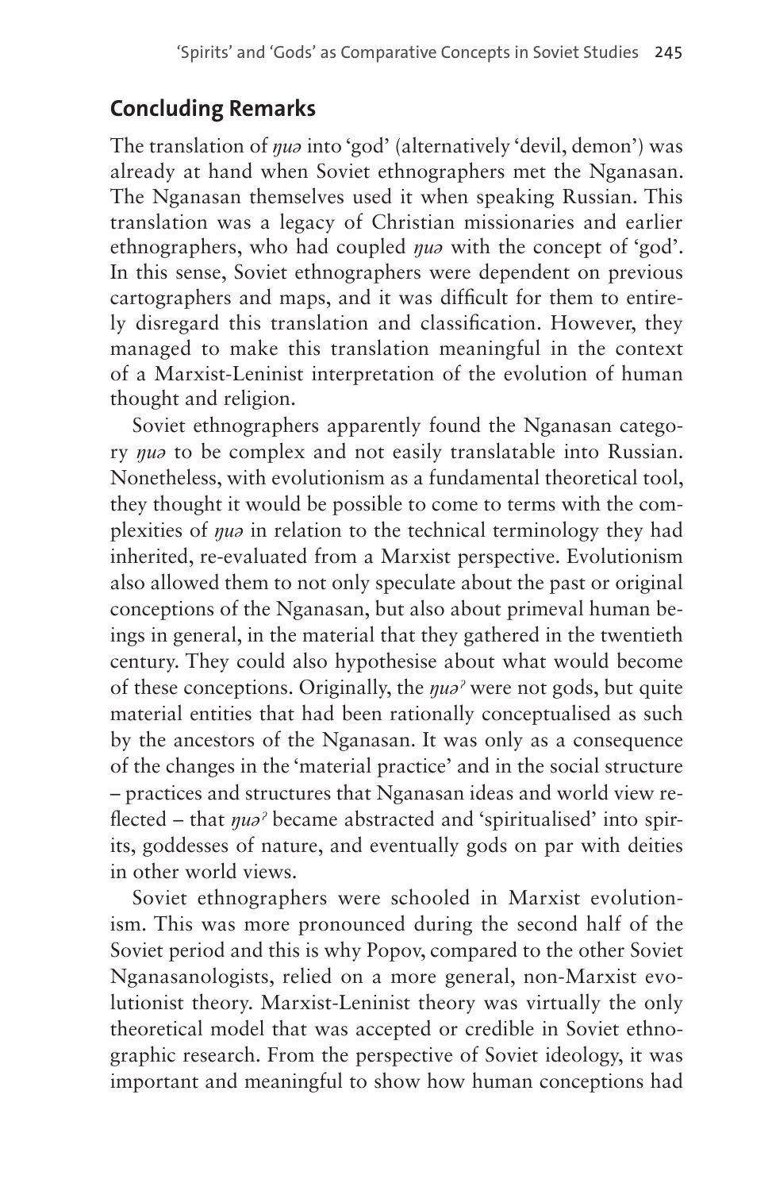## Concluding Remarks

The translation of *ŋuə* into 'god' (alternatively 'devil, demon') was already at hand when Soviet ethnographers met the Nganasan. The Nganasan themselves used it when speaking Russian. This translation was a legacy of Christian missionaries and earlier ethnographers, who had coupled *ŋuə* with the concept of 'god'. In this sense, Soviet ethnographers were dependent on previous cartographers and maps, and it was difficult for them to entirely disregard this translation and classification. However, they managed to make this translation meaningful in the context of a Marxist-Leninist interpretation of the evolution of human thought and religion.

Soviet ethnographers apparently found the Nganasan category *ŋuə* to be complex and not easily translatable into Russian. Nonetheless, with evolutionism as a fundamental theoretical tool, they thought it would be possible to come to terms with the complexities of *ŋuə* in relation to the technical terminology they had inherited, re-evaluated from a Marxist perspective. Evolutionism also allowed them to not only speculate about the past or original conceptions of the Nganasan, but also about primeval human beings in general, in the material that they gathered in the twentieth century. They could also hypothesise about what would become of these conceptions. Originally, the *ŋuəˀ* were not gods, but quite material entities that had been rationally conceptualised as such by the ancestors of the Nganasan. It was only as a consequence of the changes in the 'material practice' and in the social structure – practices and structures that Nganasan ideas and world view reflected – that *ŋuəˀ* became abstracted and 'spiritualised' into spirits, goddesses of nature, and eventually gods on par with deities in other world views.

Soviet ethnographers were schooled in Marxist evolutionism. This was more pronounced during the second half of the Soviet period and this is why Popov, compared to the other Soviet Nganasanologists, relied on a more general, non-Marxist evolutionist theory. Marxist-Leninist theory was virtually the only theoretical model that was accepted or credible in Soviet ethnographic research. From the perspective of Soviet ideology, it was important and meaningful to show how human conceptions had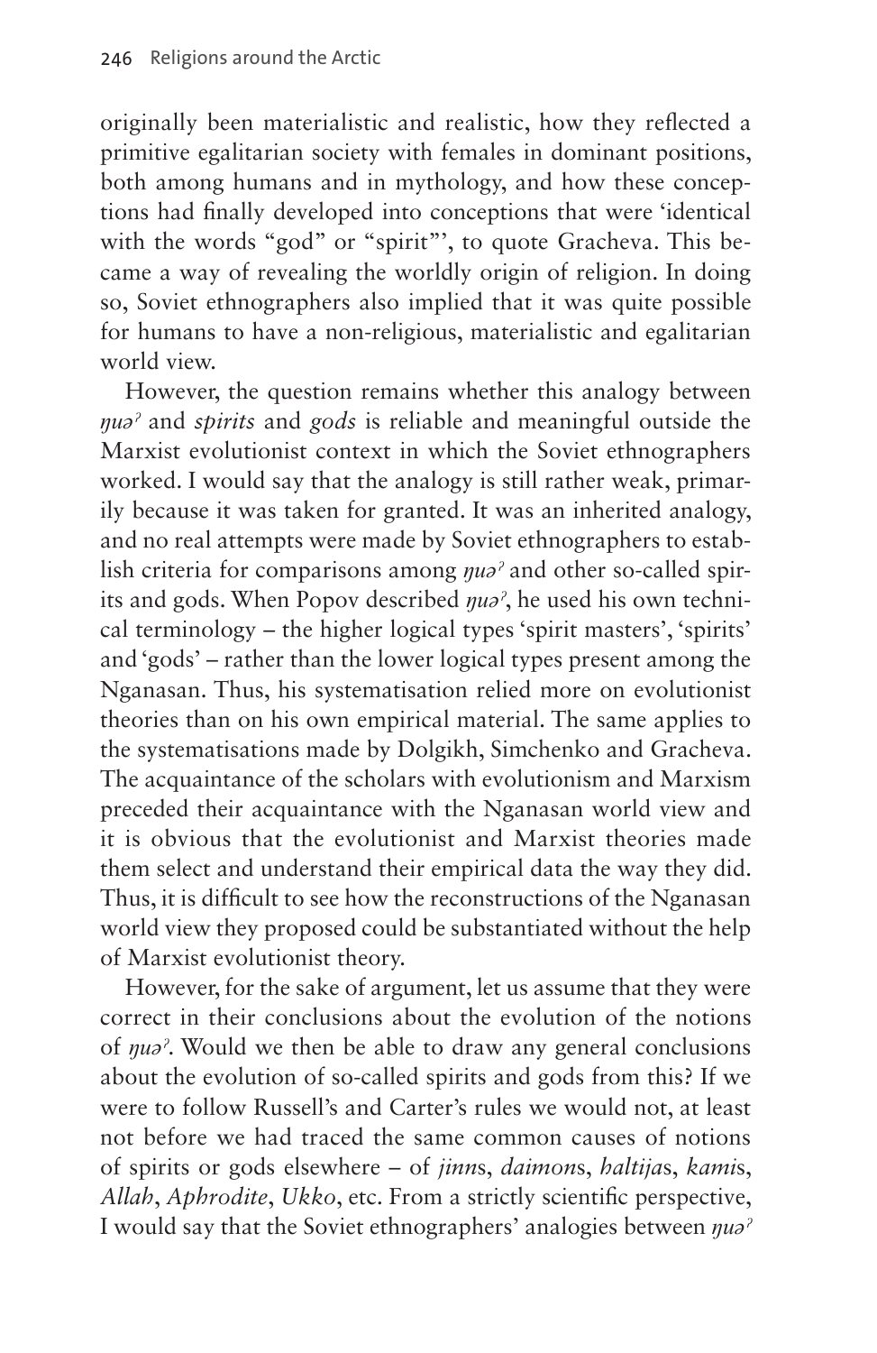originally been materialistic and realistic, how they reflected a primitive egalitarian society with females in dominant positions, both among humans and in mythology, and how these conceptions had finally developed into conceptions that were 'identical with the words "god" or "spirit"', to quote Gracheva. This became a way of revealing the worldly origin of religion. In doing so, Soviet ethnographers also implied that it was quite possible for humans to have a non-religious, materialistic and egalitarian world view.

However, the question remains whether this analogy between *ŋuəˀ* and *spirits* and *gods* is reliable and meaningful outside the Marxist evolutionist context in which the Soviet ethnographers worked. I would say that the analogy is still rather weak, primarily because it was taken for granted. It was an inherited analogy, and no real attempts were made by Soviet ethnographers to establish criteria for comparisons among *ŋuəˀ* and other so-called spirits and gods. When Popov described *ŋuəˀ*, he used his own technical terminology – the higher logical types 'spirit masters', 'spirits' and 'gods' – rather than the lower logical types present among the Nganasan. Thus, his systematisation relied more on evolutionist theories than on his own empirical material. The same applies to the systematisations made by Dolgikh, Simchenko and Gracheva. The acquaintance of the scholars with evolutionism and Marxism preceded their acquaintance with the Nganasan world view and it is obvious that the evolutionist and Marxist theories made them select and understand their empirical data the way they did. Thus, it is difficult to see how the reconstructions of the Nganasan world view they proposed could be substantiated without the help of Marxist evolutionist theory.

However, for the sake of argument, let us assume that they were correct in their conclusions about the evolution of the notions of *ŋuəˀ*. Would we then be able to draw any general conclusions about the evolution of so-called spirits and gods from this? If we were to follow Russell's and Carter's rules we would not, at least not before we had traced the same common causes of notions of spirits or gods elsewhere – of *jinn*s, *daimon*s, *haltija*s, *kami*s, *Allah*, *Aphrodite*, *Ukko*, etc. From a strictly scientific perspective, I would say that the Soviet ethnographers' analogies between *ŋuəˀ*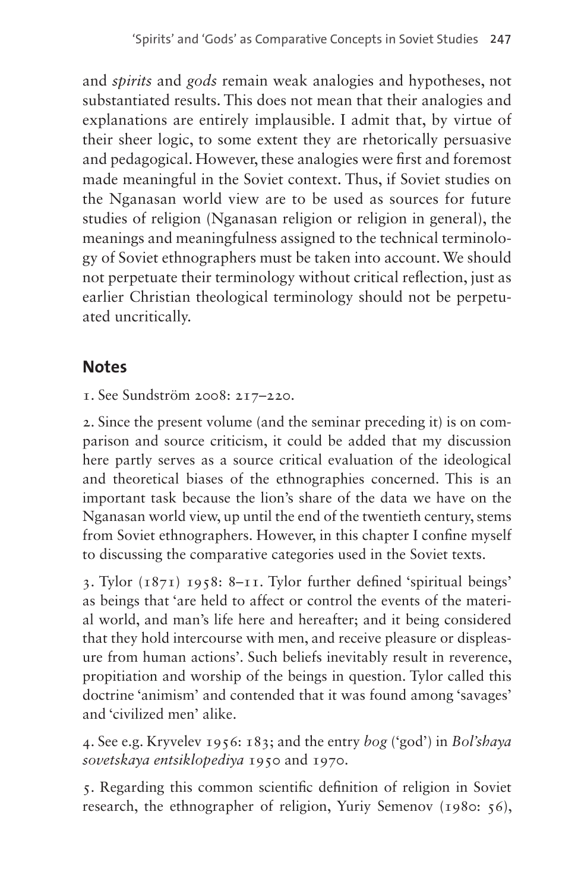and *spirits* and *gods* remain weak analogies and hypotheses, not substantiated results. This does not mean that their analogies and explanations are entirely implausible. I admit that, by virtue of their sheer logic, to some extent they are rhetorically persuasive and pedagogical. However, these analogies were first and foremost made meaningful in the Soviet context. Thus, if Soviet studies on the Nganasan world view are to be used as sources for future studies of religion (Nganasan religion or religion in general), the meanings and meaningfulness assigned to the technical terminology of Soviet ethnographers must be taken into account. We should not perpetuate their terminology without critical reflection, just as earlier Christian theological terminology should not be perpetuated uncritically.

## Notes

1. See Sundström 2008: 217–220.

2. Since the present volume (and the seminar preceding it) is on comparison and source criticism, it could be added that my discussion here partly serves as a source critical evaluation of the ideological and theoretical biases of the ethnographies concerned. This is an important task because the lion's share of the data we have on the Nganasan world view, up until the end of the twentieth century, stems from Soviet ethnographers. However, in this chapter I confine myself to discussing the comparative categories used in the Soviet texts.

3. Tylor (1871) 1958: 8–11. Tylor further defined 'spiritual beings' as beings that 'are held to affect or control the events of the material world, and man's life here and hereafter; and it being considered that they hold intercourse with men, and receive pleasure or displeasure from human actions'. Such beliefs inevitably result in reverence, propitiation and worship of the beings in question. Tylor called this doctrine 'animism' and contended that it was found among 'savages' and 'civilized men' alike.

4. See e.g. Kryvelev 1956: 183; and the entry *bog* ('god') in *Bol'shaya sovetskaya entsiklopediya* 1950 and 1970.

5. Regarding this common scientific definition of religion in Soviet research, the ethnographer of religion, Yuriy Semenov (1980: 56),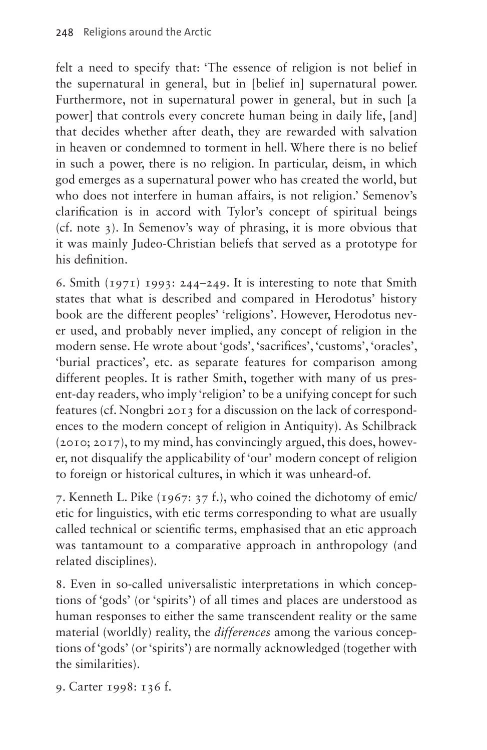felt a need to specify that: 'The essence of religion is not belief in the supernatural in general, but in [belief in] supernatural power. Furthermore, not in supernatural power in general, but in such [a power] that controls every concrete human being in daily life, [and] that decides whether after death, they are rewarded with salvation in heaven or condemned to torment in hell. Where there is no belief in such a power, there is no religion. In particular, deism, in which god emerges as a supernatural power who has created the world, but who does not interfere in human affairs, is not religion.' Semenov's clarification is in accord with Tylor's concept of spiritual beings (cf. note 3). In Semenov's way of phrasing, it is more obvious that it was mainly Judeo-Christian beliefs that served as a prototype for his definition.

6. Smith (1971) 1993: 244–249. It is interesting to note that Smith states that what is described and compared in Herodotus' history book are the different peoples' 'religions'. However, Herodotus never used, and probably never implied, any concept of religion in the modern sense. He wrote about 'gods', 'sacrifices', 'customs', 'oracles', 'burial practices', etc. as separate features for comparison among different peoples. It is rather Smith, together with many of us present-day readers, who imply 'religion' to be a unifying concept for such features (cf. Nongbri 2013 for a discussion on the lack of correspondences to the modern concept of religion in Antiquity). As Schilbrack (2010; 2017), to my mind, has convincingly argued, this does, however, not disqualify the applicability of 'our' modern concept of religion to foreign or historical cultures, in which it was unheard-of.

7. Kenneth L. Pike (1967: 37 f.), who coined the dichotomy of emic/etic for linguistics, with etic terms corresponding to what are usually called technical or scientific terms, emphasised that an etic approach was tantamount to a comparative approach in anthropology (and related disciplines).

8. Even in so-called universalistic interpretations in which conceptions of 'gods' (or 'spirits') of all times and places are understood as human responses to either the same transcendent reality or the same material (worldly) reality, the *differences* among the various conceptions of 'gods' (or 'spirits') are normally acknowledged (together with the similarities).

9. Carter 1998: 136 f.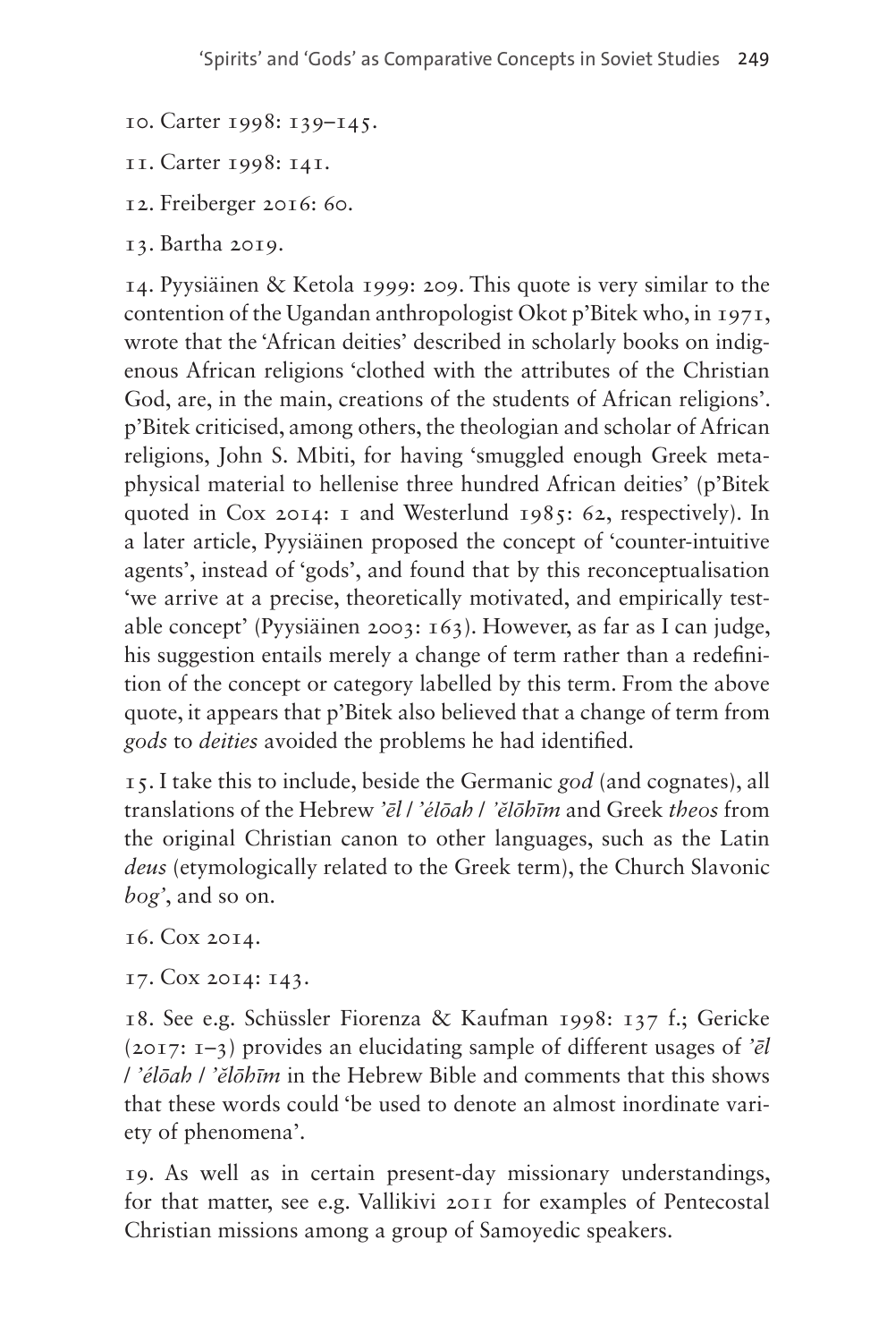10. Carter 1998: 139–145.

11. Carter 1998: 141.

12. Freiberger 2016: 60.

13. Bartha 2019.

14. Pyysiäinen & Ketola 1999: 209. This quote is very similar to the contention of the Ugandan anthropologist Okot p'Bitek who, in 1971, wrote that the 'African deities' described in scholarly books on indigenous African religions 'clothed with the attributes of the Christian God, are, in the main, creations of the students of African religions'. p'Bitek criticised, among others, the theologian and scholar of African religions, John S. Mbiti, for having 'smuggled enough Greek metaphysical material to hellenise three hundred African deities' (p'Bitek quoted in Cox 2014: 1 and Westerlund 1985: 62, respectively). In a later article, Pyysiäinen proposed the concept of 'counter-intuitive agents', instead of 'gods', and found that by this reconceptualisation 'we arrive at a precise, theoretically motivated, and empirically testable concept' (Pyysiäinen 2003: 163). However, as far as I can judge, his suggestion entails merely a change of term rather than a redefinition of the concept or category labelled by this term. From the above quote, it appears that p'Bitek also believed that a change of term from *gods* to *deities* avoided the problems he had identified.

15. I take this to include, beside the Germanic *god* (and cognates), all translations of the Hebrew *'ēl* / *'élōah* / *'ĕlōhīm* and Greek *theos* from the original Christian canon to other languages, such as the Latin *deus* (etymologically related to the Greek term), the Church Slavonic *bog'*, and so on.

16. Cox 2014.

17. Cox 2014: 143.

18. See e.g. Schüssler Fiorenza & Kaufman 1998: 137 f.; Gericke (2017: 1–3) provides an elucidating sample of different usages of *'ēl* / *'élōah* / *'ĕlōhīm* in the Hebrew Bible and comments that this shows that these words could 'be used to denote an almost inordinate variety of phenomena'.

19. As well as in certain present-day missionary understandings, for that matter, see e.g. Vallikivi 2011 for examples of Pentecostal Christian missions among a group of Samoyedic speakers.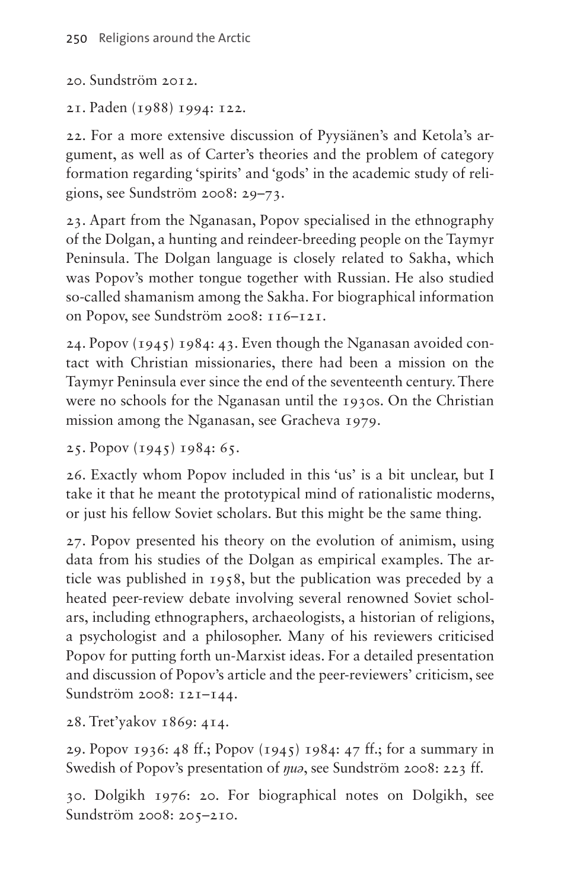20. Sundström 2012.

21. Paden (1988) 1994: 122.

22. For a more extensive discussion of Pyysiänen's and Ketola's argument, as well as of Carter's theories and the problem of category formation regarding 'spirits' and 'gods' in the academic study of religions, see Sundström 2008: 29–73.

23. Apart from the Nganasan, Popov specialised in the ethnography of the Dolgan, a hunting and reindeer-breeding people on the Taymyr Peninsula. The Dolgan language is closely related to Sakha, which was Popov's mother tongue together with Russian. He also studied so-called shamanism among the Sakha. For biographical information on Popov, see Sundström 2008: 116–121.

24. Popov (1945) 1984: 43. Even though the Nganasan avoided contact with Christian missionaries, there had been a mission on the Taymyr Peninsula ever since the end of the seventeenth century. There were no schools for the Nganasan until the 1930s. On the Christian mission among the Nganasan, see Gracheva 1979.

25. Popov (1945) 1984: 65.

26. Exactly whom Popov included in this 'us' is a bit unclear, but I take it that he meant the prototypical mind of rationalistic moderns, or just his fellow Soviet scholars. But this might be the same thing.

27. Popov presented his theory on the evolution of animism, using data from his studies of the Dolgan as empirical examples. The article was published in 1958, but the publication was preceded by a heated peer-review debate involving several renowned Soviet scholars, including ethnographers, archaeologists, a historian of religions, a psychologist and a philosopher. Many of his reviewers criticised Popov for putting forth un-Marxist ideas. For a detailed presentation and discussion of Popov's article and the peer-reviewers' criticism, see Sundström 2008: 121–144.

28. Tret'yakov 1869: 414.

29. Popov 1936: 48 ff.; Popov (1945) 1984: 47 ff.; for a summary in Swedish of Popov's presentation of *ŋuə*, see Sundström 2008: 223 ff.

30. Dolgikh 1976: 20. For biographical notes on Dolgikh, see Sundström 2008: 205–210.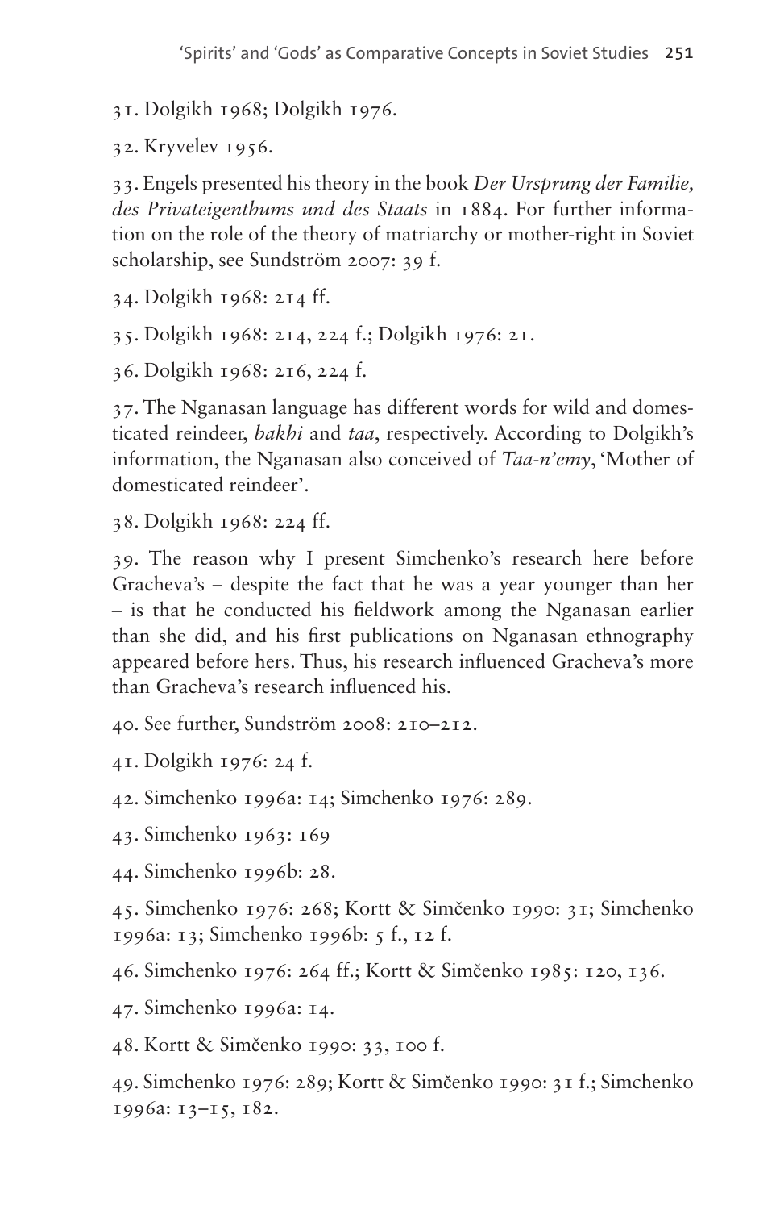31. Dolgikh 1968; Dolgikh 1976.

32. Kryvelev 1956.

33. Engels presented his theory in the book *Der Ursprung der Familie, des Privateigenthums und des Staats* in 1884. For further information on the role of the theory of matriarchy or mother-right in Soviet scholarship, see Sundström 2007: 39 f.

34. Dolgikh 1968: 214 ff.

35. Dolgikh 1968: 214, 224 f.; Dolgikh 1976: 21.

36. Dolgikh 1968: 216, 224 f.

37. The Nganasan language has different words for wild and domesticated reindeer, *bakhi* and *taa*, respectively. According to Dolgikh's information, the Nganasan also conceived of *Taa-n'emy*, 'Mother of domesticated reindeer'.

38. Dolgikh 1968: 224 ff.

39. The reason why I present Simchenko's research here before Gracheva's – despite the fact that he was a year younger than her – is that he conducted his fieldwork among the Nganasan earlier than she did, and his first publications on Nganasan ethnography appeared before hers. Thus, his research influenced Gracheva's more than Gracheva's research influenced his.

40. See further, Sundström 2008: 210–212.

41. Dolgikh 1976: 24 f.

42. Simchenko 1996a: 14; Simchenko 1976: 289.

43. Simchenko 1963: 169

44. Simchenko 1996b: 28.

45. Simchenko 1976: 268; Kortt & Simčenko 1990: 31; Simchenko 1996a: 13; Simchenko 1996b: 5 f., 12 f.

46. Simchenko 1976: 264 ff.; Kortt & Simčenko 1985: 120, 136.

47. Simchenko 1996a: 14.

48. Kortt & Simčenko 1990: 33, 100 f.

49. Simchenko 1976: 289; Kortt & Simčenko 1990: 31 f.; Simchenko 1996a: 13–15, 182.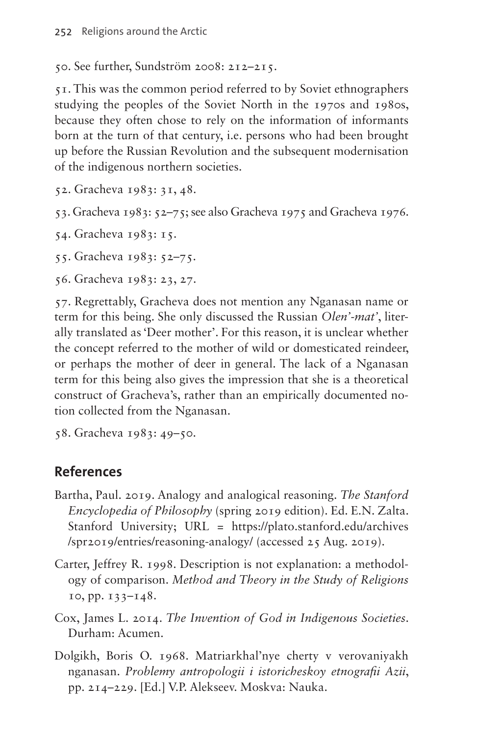50. See further, Sundström 2008: 212–215.

51. This was the common period referred to by Soviet ethnographers studying the peoples of the Soviet North in the 1970s and 1980s, because they often chose to rely on the information of informants born at the turn of that century, i.e. persons who had been brought up before the Russian Revolution and the subsequent modernisation of the indigenous northern societies.

52. Gracheva 1983: 31, 48.

53. Gracheva 1983: 52–75; see also Gracheva 1975 and Gracheva 1976.

54. Gracheva 1983: 15.

55. Gracheva 1983: 52–75.

56. Gracheva 1983: 23, 27.

57. Regrettably, Gracheva does not mention any Nganasan name or term for this being. She only discussed the Russian *Olen'-mat'*, literally translated as 'Deer mother'. For this reason, it is unclear whether the concept referred to the mother of wild or domesticated reindeer, or perhaps the mother of deer in general. The lack of a Nganasan term for this being also gives the impression that she is a theoretical construct of Gracheva's, rather than an empirically documented notion collected from the Nganasan.

58. Gracheva 1983: 49–50.

## References

Bartha, Paul. 2019. Analogy and analogical reasoning. *The Stanford Encyclopedia of Philosophy* (spring 2019 edition). Ed. E.N. Zalta. Stanford University; URL = https://plato.stanford.edu/archives/spr2019/entries/reasoning-analogy/ (accessed 25 Aug. 2019).

Carter, Jeffrey R. 1998. Description is not explanation: a methodology of comparison. *Method and Theory in the Study of Religions* 10, pp. 133–148.

Cox, James L. 2014. *The Invention of God in Indigenous Societies*. Durham: Acumen.

Dolgikh, Boris O. 1968. Matriarkhal'nye cherty v verovaniyakh nganasan. *Problemy antropologii i istoricheskoy etnografii Azii*, pp. 214–229. [Ed.] V.P. Alekseev. Moskva: Nauka.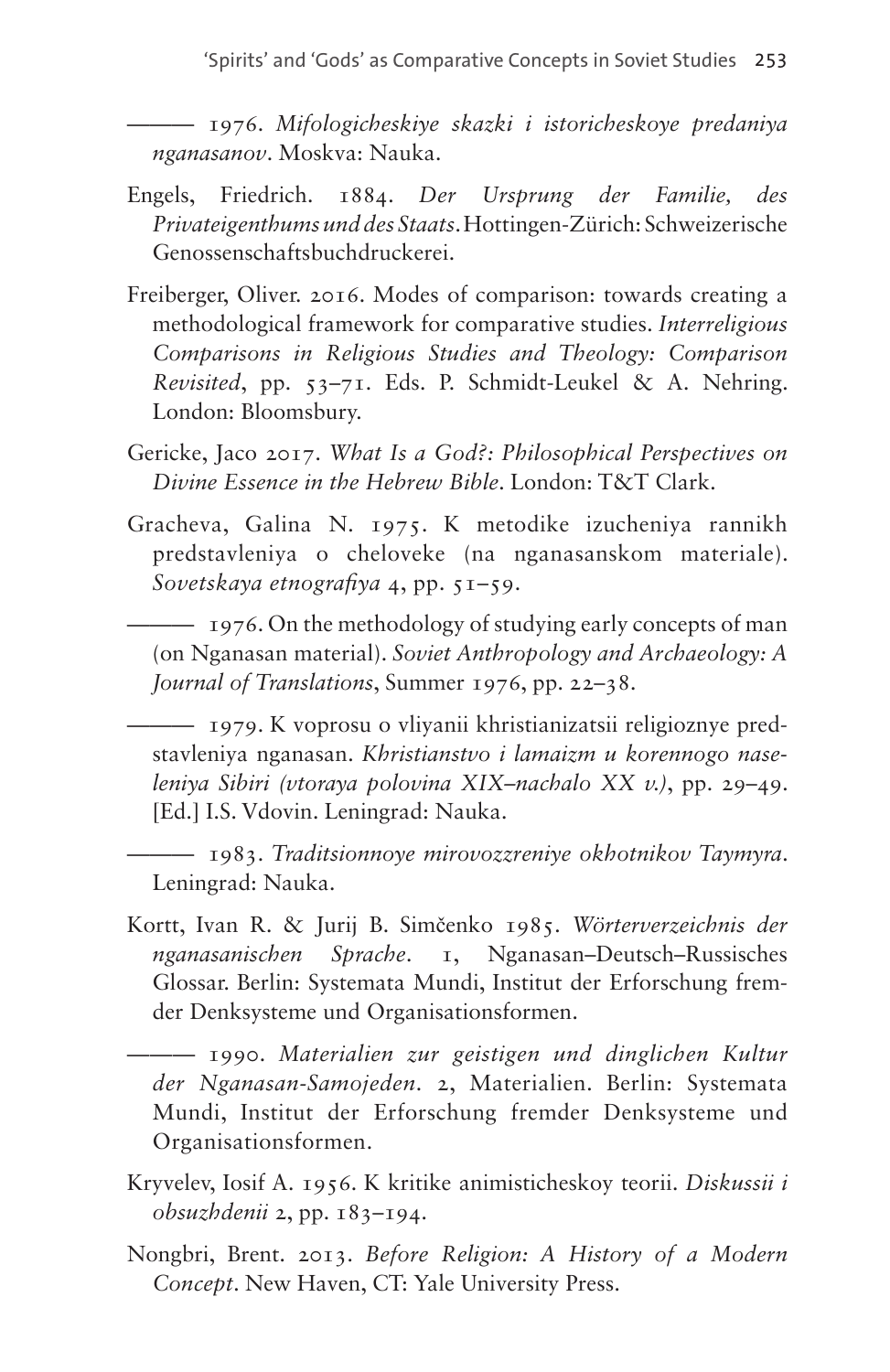——— 1976. *Mifologicheskiye skazki i istoricheskoye predaniya nganasanov*. Moskva: Nauka.

Engels, Friedrich. 1884. *Der Ursprung der Familie, des Privateigenthums und des Staats*. Hottingen-Zürich: Schweizerische Genossenschaftsbuchdruckerei.

Freiberger, Oliver. 2016. Modes of comparison: towards creating a methodological framework for comparative studies. *Interreligious Comparisons in Religious Studies and Theology: Comparison Revisited*, pp. 53–71. Eds. P. Schmidt-Leukel & A. Nehring. London: Bloomsbury.

Gericke, Jaco 2017. *What Is a God?: Philosophical Perspectives on Divine Essence in the Hebrew Bible*. London: T&T Clark.

Gracheva, Galina N. 1975. K metodike izucheniya rannikh predstavleniya o cheloveke (na nganasanskom materiale). *Sovetskaya etnografiya* 4, pp. 51–59.

——— 1976. On the methodology of studying early concepts of man (on Nganasan material). *Soviet Anthropology and Archaeology: A Journal of Translations*, Summer 1976, pp. 22–38.

——— 1979. K voprosu o vliyanii khristianizatsii religioznye predstavleniya nganasan. *Khristianstvo i lamaizm u korennogo naseleniya Sibiri (vtoraya polovina XIX–nachalo XX v.)*, pp. 29–49. [Ed.] I.S. Vdovin. Leningrad: Nauka.

——— 1983. *Traditsionnoye mirovozzreniye okhotnikov Taymyra*. Leningrad: Nauka.

Kortt, Ivan R. & Jurij B. Simčenko 1985. *Wörterverzeichnis der nganasanischen Sprache*. 1, Nganasan–Deutsch–Russisches Glossar. Berlin: Systemata Mundi, Institut der Erforschung fremder Denksysteme und Organisationsformen.

——— 1990. *Materialien zur geistigen und dinglichen Kultur der Nganasan-Samojeden*. 2, Materialien. Berlin: Systemata Mundi, Institut der Erforschung fremder Denksysteme und Organisationsformen.

Kryvelev, Iosif A. 1956. K kritike animisticheskoy teorii. *Diskussii i obsuzhdenii* 2, pp. 183–194.

Nongbri, Brent. 2013. *Before Religion: A History of a Modern Concept*. New Haven, CT: Yale University Press.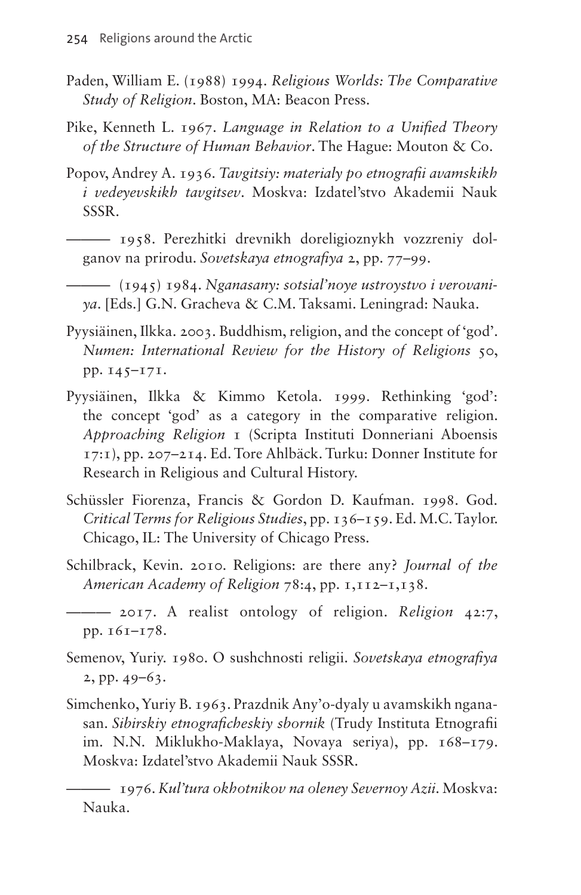Paden, William E. (1988) 1994. *Religious Worlds: The Comparative Study of Religion*. Boston, MA: Beacon Press.

Pike, Kenneth L. 1967. *Language in Relation to a Unified Theory of the Structure of Human Behavior*. The Hague: Mouton & Co.

Popov, Andrey A. 1936. *Tavgitsiy: materialy po etnografii avamskikh i vedeyevskikh tavgitsev*. Moskva: Izdatel'stvo Akademii Nauk SSSR.

——— 1958. Perezhitki drevnikh doreligioznykh vozzreniy dolganov na prirodu. *Sovetskaya etnografiya* 2, pp. 77–99.

——— (1945) 1984. *Nganasany: sotsial'noye ustroystvo i verovaniya*. [Eds.] G.N. Gracheva & C.M. Taksami. Leningrad: Nauka.

Pyysiäinen, Ilkka. 2003. Buddhism, religion, and the concept of 'god'. *Numen: International Review for the History of Religions* 50, pp. 145–171.

Pyysiäinen, Ilkka & Kimmo Ketola. 1999. Rethinking 'god': the concept 'god' as a category in the comparative religion. *Approaching Religion* 1 (Scripta Instituti Donneriani Aboensis 17:1), pp. 207–214. Ed. Tore Ahlbäck. Turku: Donner Institute for Research in Religious and Cultural History.

Schüssler Fiorenza, Francis & Gordon D. Kaufman. 1998. God. *Critical Terms for Religious Studies*, pp. 136–159. Ed. M.C. Taylor. Chicago, IL: The University of Chicago Press.

Schilbrack, Kevin. 2010. Religions: are there any? *Journal of the American Academy of Religion* 78:4, pp. 1,112–1,138.

——— 2017. A realist ontology of religion. *Religion* 42:7, pp. 161–178.

Semenov, Yuriy. 1980. O sushchnosti religii. *Sovetskaya etnografiya* 2, pp. 49–63.

Simchenko, Yuriy B. 1963. Prazdnik Any'o-dyaly u avamskikh nganasan. *Sibirskiy etnograficheskiy sbornik* (Trudy Instituta Etnografii im. N.N. Miklukho-Maklaya, Novaya seriya), pp. 168–179. Moskva: Izdatel'stvo Akademii Nauk SSSR.

——— 1976. *Kul'tura okhotnikov na oleney Severnoy Azii*. Moskva: Nauka.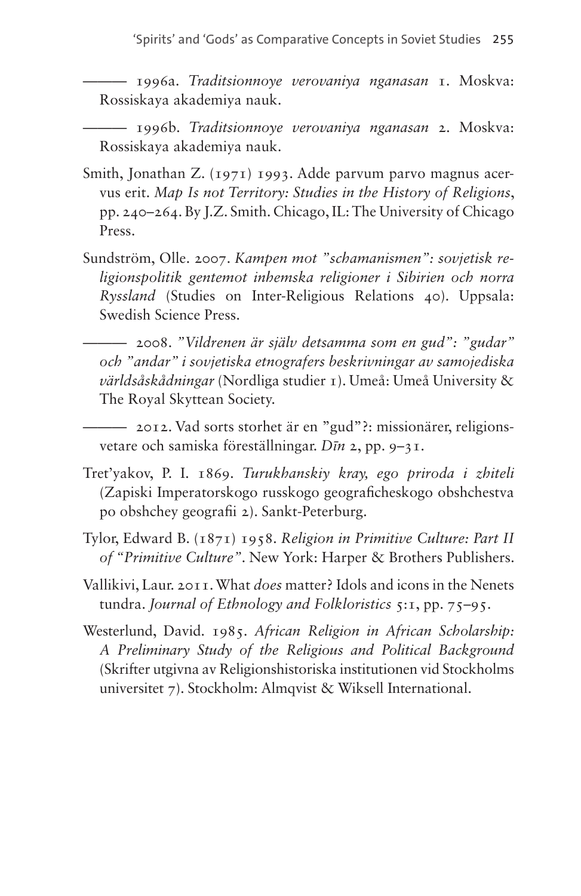——— 1996a. *Traditsionnoye verovaniya nganasan* 1. Moskva: Rossiskaya akademiya nauk.

——— 1996b. *Traditsionnoye verovaniya nganasan* 2. Moskva: Rossiskaya akademiya nauk.

Smith, Jonathan Z. (1971) 1993. Adde parvum parvo magnus acervus erit. *Map Is not Territory: Studies in the History of Religions*, pp. 240–264. By J.Z. Smith. Chicago, IL: The University of Chicago Press.

Sundström, Olle. 2007. *Kampen mot "schamanismen": sovjetisk religionspolitik gentemot inhemska religioner i Sibirien och norra Ryssland* (Studies on Inter-Religious Relations 40). Uppsala: Swedish Science Press.

——— 2008. *"Vildrenen är själv detsamma som en gud": "gudar" och "andar" i sovjetiska etnografers beskrivningar av samojediska världsåskådningar* (Nordliga studier 1). Umeå: Umeå University & The Royal Skyttean Society.

——— 2012. Vad sorts storhet är en "gud"?: missionärer, religionsvetare och samiska föreställningar. *Dīn* 2, pp. 9–31.

Tret'yakov, P. I. 1869. *Turukhanskiy kray, ego priroda i zhiteli* (Zapiski Imperatorskogo russkogo geograficheskogo obshchestva po obshchey geografii 2). Sankt-Peterburg.

Tylor, Edward B. (1871) 1958. *Religion in Primitive Culture: Part II of "Primitive Culture"*. New York: Harper & Brothers Publishers.

Vallikivi, Laur. 2011. What *does* matter? Idols and icons in the Nenets tundra. *Journal of Ethnology and Folkloristics* 5:1, pp. 75–95.

Westerlund, David. 1985. *African Religion in African Scholarship: A Preliminary Study of the Religious and Political Background* (Skrifter utgivna av Religionshistoriska institutionen vid Stockholms universitet 7). Stockholm: Almqvist & Wiksell International.